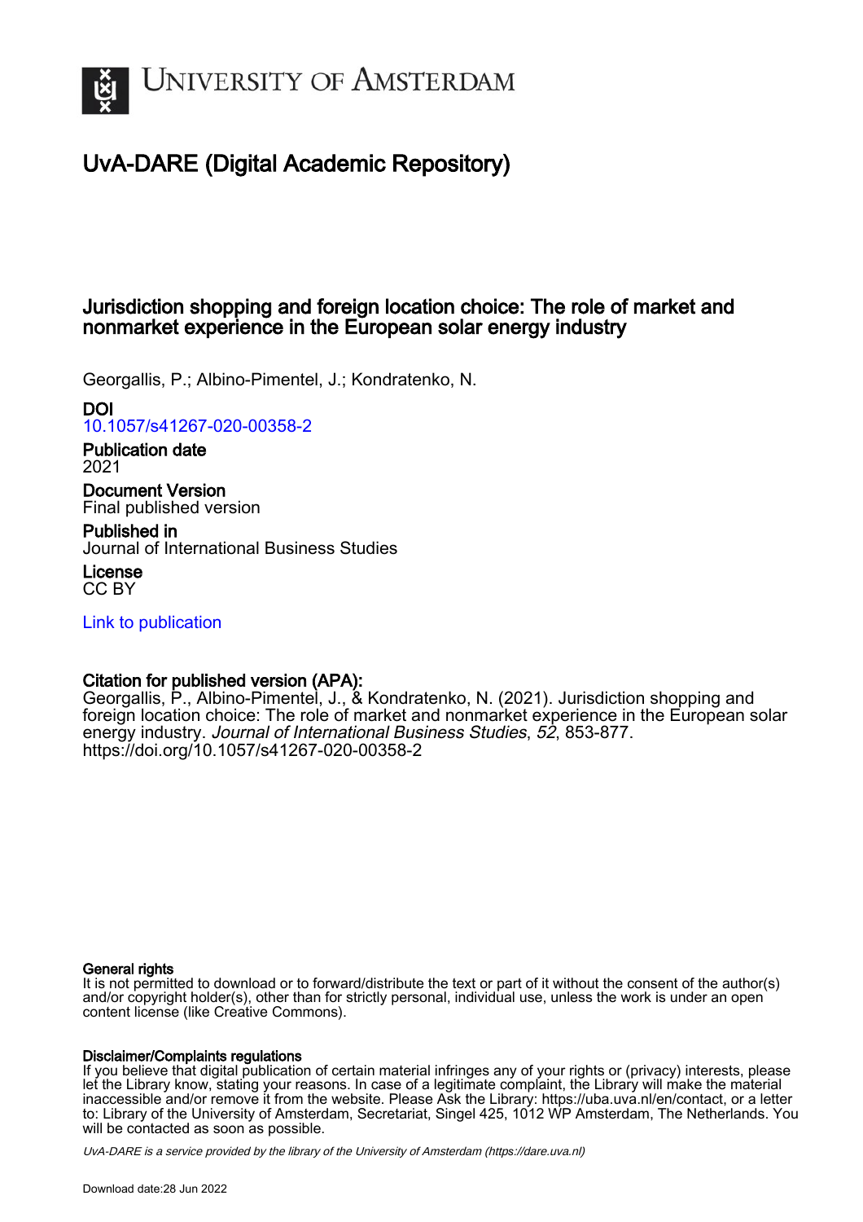# University of Amsterdam

## UvA-DARE (Digital Academic Repository)

### Jurisdiction shopping and foreign location choice: The role of market and nonmarket experience in the European solar energy industry

Georgallis, P.; Albino-Pimentel, J.; Kondratenko, N.

**DOI**
10.1057/s41267-020-00358-2

**Publication date**
2021

**Document Version**
Final published version

**Published in**
Journal of International Business Studies

**License**
CC BY

Link to publication

**Citation for published version (APA):**
Georgallis, P., Albino-Pimentel, J., & Kondratenko, N. (2021). Jurisdiction shopping and foreign location choice: The role of market and nonmarket experience in the European solar energy industry. *Journal of International Business Studies*, *52*, 853-877. https://doi.org/10.1057/s41267-020-00358-2

**General rights**
It is not permitted to download or to forward/distribute the text or part of it without the consent of the author(s) and/or copyright holder(s), other than for strictly personal, individual use, unless the work is under an open content license (like Creative Commons).

**Disclaimer/Complaints regulations**
If you believe that digital publication of certain material infringes any of your rights or (privacy) interests, please let the Library know, stating your reasons. In case of a legitimate complaint, the Library will make the material inaccessible and/or remove it from the website. Please Ask the Library: https://uba.uva.nl/en/contact, or a letter to: Library of the University of Amsterdam, Secretariat, Singel 425, 1012 WP Amsterdam, The Netherlands. You will be contacted as soon as possible.

UvA-DARE is a service provided by the library of the University of Amsterdam (https://dare.uva.nl)

Download date:28 Jun 2022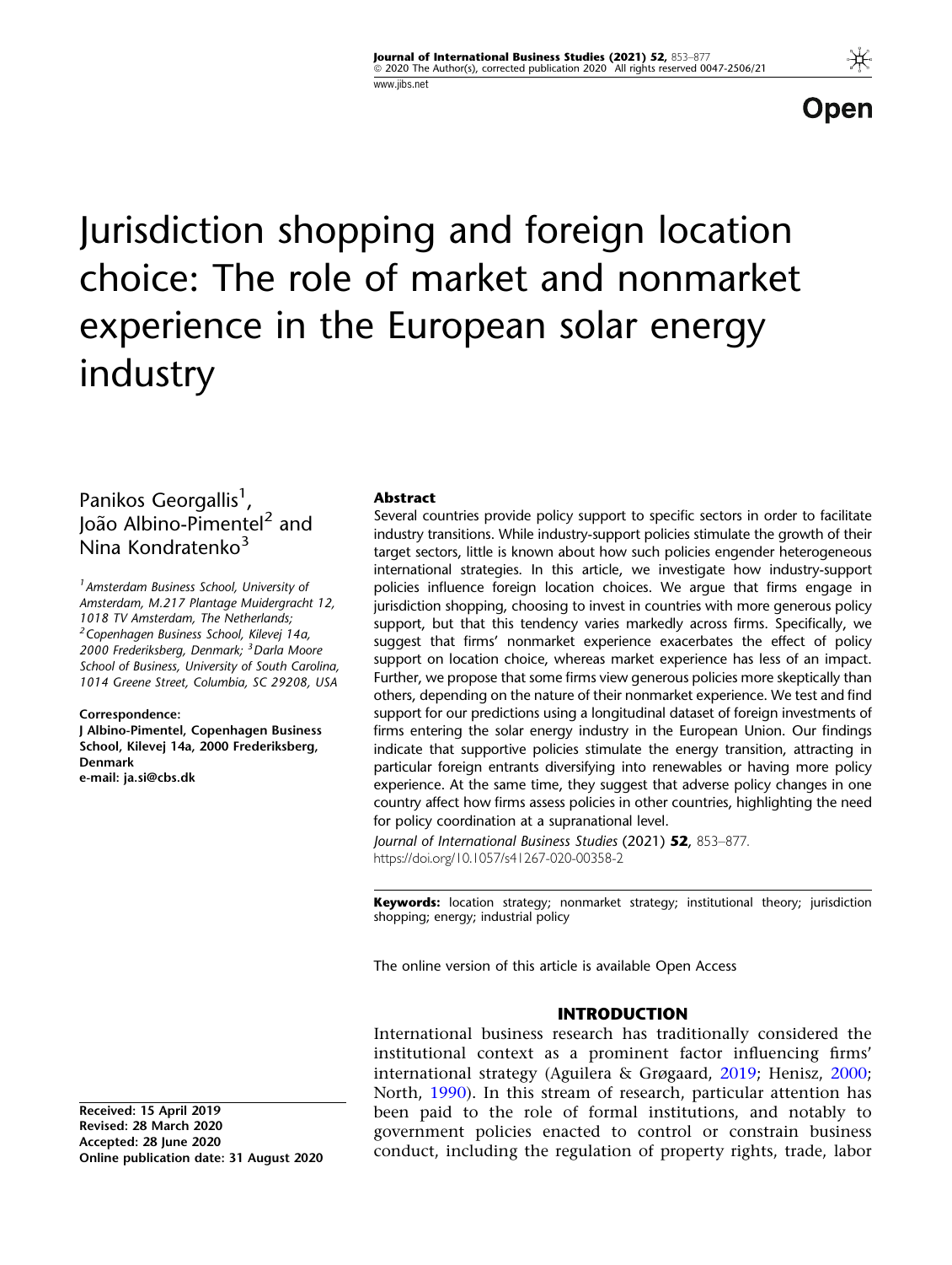# Jurisdiction shopping and foreign location choice: The role of market and nonmarket experience in the European solar energy industry

Panikos Georgallis[1], João Albino-Pimentel[2] and Nina Kondratenko[3]

[1] Amsterdam Business School, University of Amsterdam, M.217 Plantage Muidergracht 12, 1018 TV Amsterdam, The Netherlands; [2] Copenhagen Business School, Kilevej 14a, 2000 Frederiksberg, Denmark; [3] Darla Moore School of Business, University of South Carolina, 1014 Greene Street, Columbia, SC 29208, USA

**Correspondence:**
J Albino-Pimentel, Copenhagen Business School, Kilevej 14a, 2000 Frederiksberg, Denmark
e-mail: ja.si@cbs.dk

Received: 15 April 2019
Revised: 28 March 2020
Accepted: 28 June 2020
Online publication date: 31 August 2020

## Abstract

Several countries provide policy support to specific sectors in order to facilitate industry transitions. While industry-support policies stimulate the growth of their target sectors, little is known about how such policies engender heterogeneous international strategies. In this article, we investigate how industry-support policies influence foreign location choices. We argue that firms engage in jurisdiction shopping, choosing to invest in countries with more generous policy support, but that this tendency varies markedly across firms. Specifically, we suggest that firms' nonmarket experience exacerbates the effect of policy support on location choice, whereas market experience has less of an impact. Further, we propose that some firms view generous policies more skeptically than others, depending on the nature of their nonmarket experience. We test and find support for our predictions using a longitudinal dataset of foreign investments of firms entering the solar energy industry in the European Union. Our findings indicate that supportive policies stimulate the energy transition, attracting in particular foreign entrants diversifying into renewables or having more policy experience. At the same time, they suggest that adverse policy changes in one country affect how firms assess policies in other countries, highlighting the need for policy coordination at a supranational level.

*Journal of International Business Studies* (2021) **52**, 853–877.
https://doi.org/10.1057/s41267-020-00358-2

**Keywords:** location strategy; nonmarket strategy; institutional theory; jurisdiction shopping; energy; industrial policy

The online version of this article is available Open Access

## INTRODUCTION

International business research has traditionally considered the institutional context as a prominent factor influencing firms' international strategy (Aguilera & Grøgaard, 2019; Henisz, 2000; North, 1990). In this stream of research, particular attention has been paid to the role of formal institutions, and notably to government policies enacted to control or constrain business conduct, including the regulation of property rights, trade, labor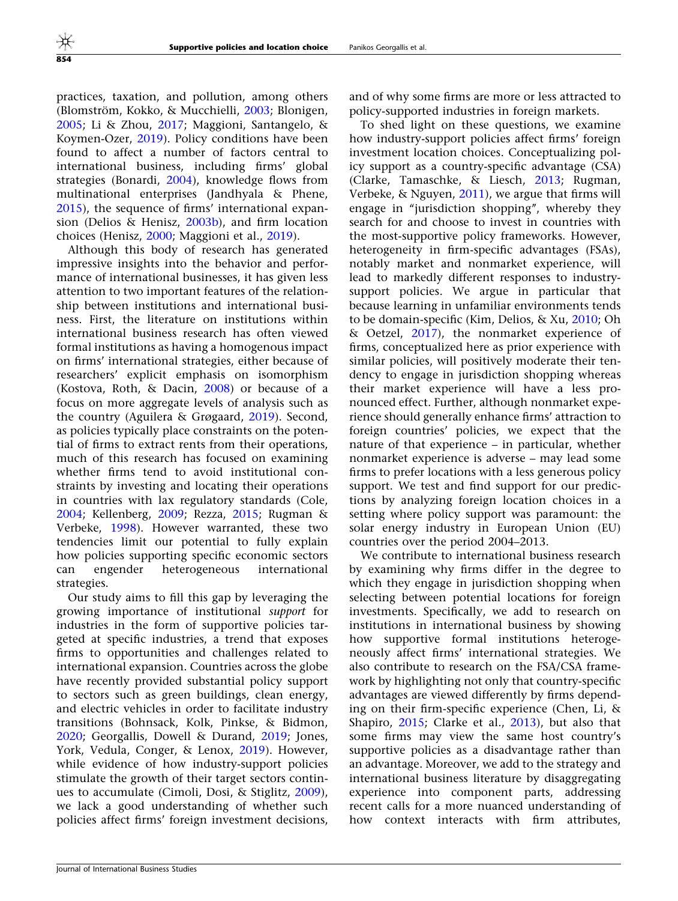practices, taxation, and pollution, among others (Blomström, Kokko, & Mucchielli, 2003; Blonigen, 2005; Li & Zhou, 2017; Maggioni, Santangelo, & Koymen-Ozer, 2019). Policy conditions have been found to affect a number of factors central to international business, including firms' global strategies (Bonardi, 2004), knowledge flows from multinational enterprises (Jandhyala & Phene, 2015), the sequence of firms' international expansion (Delios & Henisz, 2003b), and firm location choices (Henisz, 2000; Maggioni et al., 2019).

Although this body of research has generated impressive insights into the behavior and performance of international businesses, it has given less attention to two important features of the relationship between institutions and international business. First, the literature on institutions within international business research has often viewed formal institutions as having a homogenous impact on firms' international strategies, either because of researchers' explicit emphasis on isomorphism (Kostova, Roth, & Dacin, 2008) or because of a focus on more aggregate levels of analysis such as the country (Aguilera & Grøgaard, 2019). Second, as policies typically place constraints on the potential of firms to extract rents from their operations, much of this research has focused on examining whether firms tend to avoid institutional constraints by investing and locating their operations in countries with lax regulatory standards (Cole, 2004; Kellenberg, 2009; Rezza, 2015; Rugman & Verbeke, 1998). However warranted, these two tendencies limit our potential to fully explain how policies supporting specific economic sectors can engender heterogeneous international strategies.

Our study aims to fill this gap by leveraging the growing importance of institutional *support* for industries in the form of supportive policies targeted at specific industries, a trend that exposes firms to opportunities and challenges related to international expansion. Countries across the globe have recently provided substantial policy support to sectors such as green buildings, clean energy, and electric vehicles in order to facilitate industry transitions (Bohnsack, Kolk, Pinkse, & Bidmon, 2020; Georgallis, Dowell & Durand, 2019; Jones, York, Vedula, Conger, & Lenox, 2019). However, while evidence of how industry-support policies stimulate the growth of their target sectors continues to accumulate (Cimoli, Dosi, & Stiglitz, 2009), we lack a good understanding of whether such policies affect firms' foreign investment decisions, and of why some firms are more or less attracted to policy-supported industries in foreign markets.

To shed light on these questions, we examine how industry-support policies affect firms' foreign investment location choices. Conceptualizing policy support as a country-specific advantage (CSA) (Clarke, Tamaschke, & Liesch, 2013; Rugman, Verbeke, & Nguyen, 2011), we argue that firms will engage in "jurisdiction shopping", whereby they search for and choose to invest in countries with the most-supportive policy frameworks. However, heterogeneity in firm-specific advantages (FSAs), notably market and nonmarket experience, will lead to markedly different responses to industry-support policies. We argue in particular that because learning in unfamiliar environments tends to be domain-specific (Kim, Delios, & Xu, 2010; Oh & Oetzel, 2017), the nonmarket experience of firms, conceptualized here as prior experience with similar policies, will positively moderate their tendency to engage in jurisdiction shopping whereas their market experience will have a less pronounced effect. Further, although nonmarket experience should generally enhance firms' attraction to foreign countries' policies, we expect that the nature of that experience – in particular, whether nonmarket experience is adverse – may lead some firms to prefer locations with a less generous policy support. We test and find support for our predictions by analyzing foreign location choices in a setting where policy support was paramount: the solar energy industry in European Union (EU) countries over the period 2004–2013.

We contribute to international business research by examining why firms differ in the degree to which they engage in jurisdiction shopping when selecting between potential locations for foreign investments. Specifically, we add to research on institutions in international business by showing how supportive formal institutions heterogeneously affect firms' international strategies. We also contribute to research on the FSA/CSA framework by highlighting not only that country-specific advantages are viewed differently by firms depending on their firm-specific experience (Chen, Li, & Shapiro, 2015; Clarke et al., 2013), but also that some firms may view the same host country's supportive policies as a disadvantage rather than an advantage. Moreover, we add to the strategy and international business literature by disaggregating experience into component parts, addressing recent calls for a more nuanced understanding of how context interacts with firm attributes,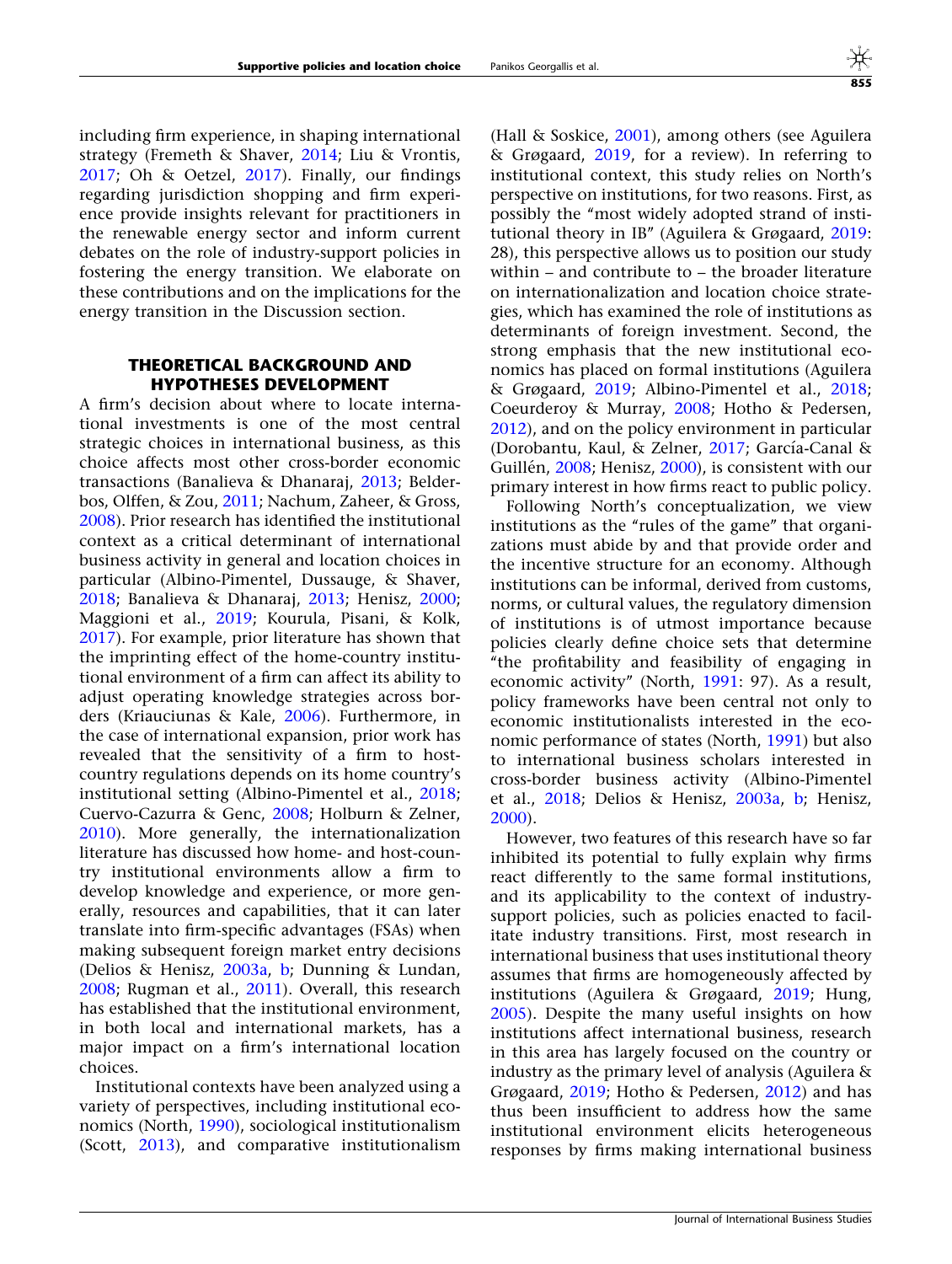including firm experience, in shaping international strategy (Fremeth & Shaver, 2014; Liu & Vrontis, 2017; Oh & Oetzel, 2017). Finally, our findings regarding jurisdiction shopping and firm experience provide insights relevant for practitioners in the renewable energy sector and inform current debates on the role of industry-support policies in fostering the energy transition. We elaborate on these contributions and on the implications for the energy transition in the Discussion section.

## THEORETICAL BACKGROUND AND HYPOTHESES DEVELOPMENT

A firm's decision about where to locate international investments is one of the most central strategic choices in international business, as this choice affects most other cross-border economic transactions (Banalieva & Dhanaraj, 2013; Belderbos, Olffen, & Zou, 2011; Nachum, Zaheer, & Gross, 2008). Prior research has identified the institutional context as a critical determinant of international business activity in general and location choices in particular (Albino-Pimentel, Dussauge, & Shaver, 2018; Banalieva & Dhanaraj, 2013; Henisz, 2000; Maggioni et al., 2019; Kourula, Pisani, & Kolk, 2017). For example, prior literature has shown that the imprinting effect of the home-country institutional environment of a firm can affect its ability to adjust operating knowledge strategies across borders (Kriauciunas & Kale, 2006). Furthermore, in the case of international expansion, prior work has revealed that the sensitivity of a firm to host-country regulations depends on its home country's institutional setting (Albino-Pimentel et al., 2018; Cuervo-Cazurra & Genc, 2008; Holburn & Zelner, 2010). More generally, the internationalization literature has discussed how home- and host-country institutional environments allow a firm to develop knowledge and experience, or more generally, resources and capabilities, that it can later translate into firm-specific advantages (FSAs) when making subsequent foreign market entry decisions (Delios & Henisz, 2003a, b; Dunning & Lundan, 2008; Rugman et al., 2011). Overall, this research has established that the institutional environment, in both local and international markets, has a major impact on a firm's international location choices.

Institutional contexts have been analyzed using a variety of perspectives, including institutional economics (North, 1990), sociological institutionalism (Scott, 2013), and comparative institutionalism (Hall & Soskice, 2001), among others (see Aguilera & Grøgaard, 2019, for a review). In referring to institutional context, this study relies on North's perspective on institutions, for two reasons. First, as possibly the "most widely adopted strand of institutional theory in IB" (Aguilera & Grøgaard, 2019: 28), this perspective allows us to position our study within – and contribute to – the broader literature on internationalization and location choice strategies, which has examined the role of institutions as determinants of foreign investment. Second, the strong emphasis that the new institutional economics has placed on formal institutions (Aguilera & Grøgaard, 2019; Albino-Pimentel et al., 2018; Coeurderoy & Murray, 2008; Hotho & Pedersen, 2012), and on the policy environment in particular (Dorobantu, Kaul, & Zelner, 2017; García-Canal & Guillén, 2008; Henisz, 2000), is consistent with our primary interest in how firms react to public policy.

Following North's conceptualization, we view institutions as the "rules of the game" that organizations must abide by and that provide order and the incentive structure for an economy. Although institutions can be informal, derived from customs, norms, or cultural values, the regulatory dimension of institutions is of utmost importance because policies clearly define choice sets that determine "the profitability and feasibility of engaging in economic activity" (North, 1991: 97). As a result, policy frameworks have been central not only to economic institutionalists interested in the economic performance of states (North, 1991) but also to international business scholars interested in cross-border business activity (Albino-Pimentel et al., 2018; Delios & Henisz, 2003a, b; Henisz, 2000).

However, two features of this research have so far inhibited its potential to fully explain why firms react differently to the same formal institutions, and its applicability to the context of industry-support policies, such as policies enacted to facilitate industry transitions. First, most research in international business that uses institutional theory assumes that firms are homogeneously affected by institutions (Aguilera & Grøgaard, 2019; Hung, 2005). Despite the many useful insights on how institutions affect international business, research in this area has largely focused on the country or industry as the primary level of analysis (Aguilera & Grøgaard, 2019; Hotho & Pedersen, 2012) and has thus been insufficient to address how the same institutional environment elicits heterogeneous responses by firms making international business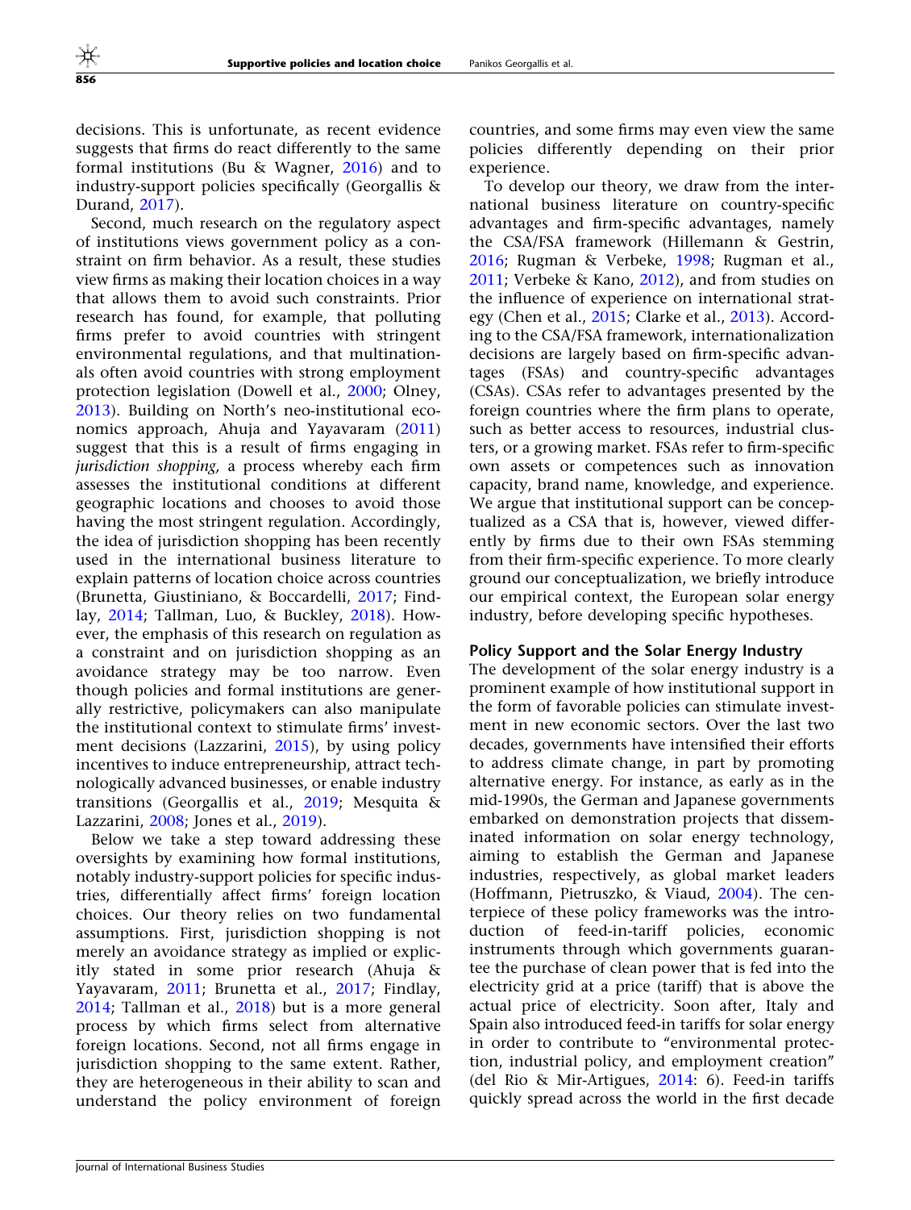decisions. This is unfortunate, as recent evidence suggests that firms do react differently to the same formal institutions (Bu & Wagner, 2016) and to industry-support policies specifically (Georgallis & Durand, 2017).

Second, much research on the regulatory aspect of institutions views government policy as a constraint on firm behavior. As a result, these studies view firms as making their location choices in a way that allows them to avoid such constraints. Prior research has found, for example, that polluting firms prefer to avoid countries with stringent environmental regulations, and that multinationals often avoid countries with strong employment protection legislation (Dowell et al., 2000; Olney, 2013). Building on North's neo-institutional economics approach, Ahuja and Yayavaram (2011) suggest that this is a result of firms engaging in *jurisdiction shopping,* a process whereby each firm assesses the institutional conditions at different geographic locations and chooses to avoid those having the most stringent regulation. Accordingly, the idea of jurisdiction shopping has been recently used in the international business literature to explain patterns of location choice across countries (Brunetta, Giustiniano, & Boccardelli, 2017; Findlay, 2014; Tallman, Luo, & Buckley, 2018). However, the emphasis of this research on regulation as a constraint and on jurisdiction shopping as an avoidance strategy may be too narrow. Even though policies and formal institutions are generally restrictive, policymakers can also manipulate the institutional context to stimulate firms' investment decisions (Lazzarini, 2015), by using policy incentives to induce entrepreneurship, attract technologically advanced businesses, or enable industry transitions (Georgallis et al., 2019; Mesquita & Lazzarini, 2008; Jones et al., 2019).

Below we take a step toward addressing these oversights by examining how formal institutions, notably industry-support policies for specific industries, differentially affect firms' foreign location choices. Our theory relies on two fundamental assumptions. First, jurisdiction shopping is not merely an avoidance strategy as implied or explicitly stated in some prior research (Ahuja & Yayavaram, 2011; Brunetta et al., 2017; Findlay, 2014; Tallman et al., 2018) but is a more general process by which firms select from alternative foreign locations. Second, not all firms engage in jurisdiction shopping to the same extent. Rather, they are heterogeneous in their ability to scan and understand the policy environment of foreign countries, and some firms may even view the same policies differently depending on their prior experience.

To develop our theory, we draw from the international business literature on country-specific advantages and firm-specific advantages, namely the CSA/FSA framework (Hillemann & Gestrin, 2016; Rugman & Verbeke, 1998; Rugman et al., 2011; Verbeke & Kano, 2012), and from studies on the influence of experience on international strategy (Chen et al., 2015; Clarke et al., 2013). According to the CSA/FSA framework, internationalization decisions are largely based on firm-specific advantages (FSAs) and country-specific advantages (CSAs). CSAs refer to advantages presented by the foreign countries where the firm plans to operate, such as better access to resources, industrial clusters, or a growing market. FSAs refer to firm-specific own assets or competences such as innovation capacity, brand name, knowledge, and experience. We argue that institutional support can be conceptualized as a CSA that is, however, viewed differently by firms due to their own FSAs stemming from their firm-specific experience. To more clearly ground our conceptualization, we briefly introduce our empirical context, the European solar energy industry, before developing specific hypotheses.

### Policy Support and the Solar Energy Industry

The development of the solar energy industry is a prominent example of how institutional support in the form of favorable policies can stimulate investment in new economic sectors. Over the last two decades, governments have intensified their efforts to address climate change, in part by promoting alternative energy. For instance, as early as in the mid-1990s, the German and Japanese governments embarked on demonstration projects that disseminated information on solar energy technology, aiming to establish the German and Japanese industries, respectively, as global market leaders (Hoffmann, Pietruszko, & Viaud, 2004). The centerpiece of these policy frameworks was the introduction of feed-in-tariff policies, economic instruments through which governments guarantee the purchase of clean power that is fed into the electricity grid at a price (tariff) that is above the actual price of electricity. Soon after, Italy and Spain also introduced feed-in tariffs for solar energy in order to contribute to "environmental protection, industrial policy, and employment creation" (del Rio & Mir-Artigues, 2014: 6). Feed-in tariffs quickly spread across the world in the first decade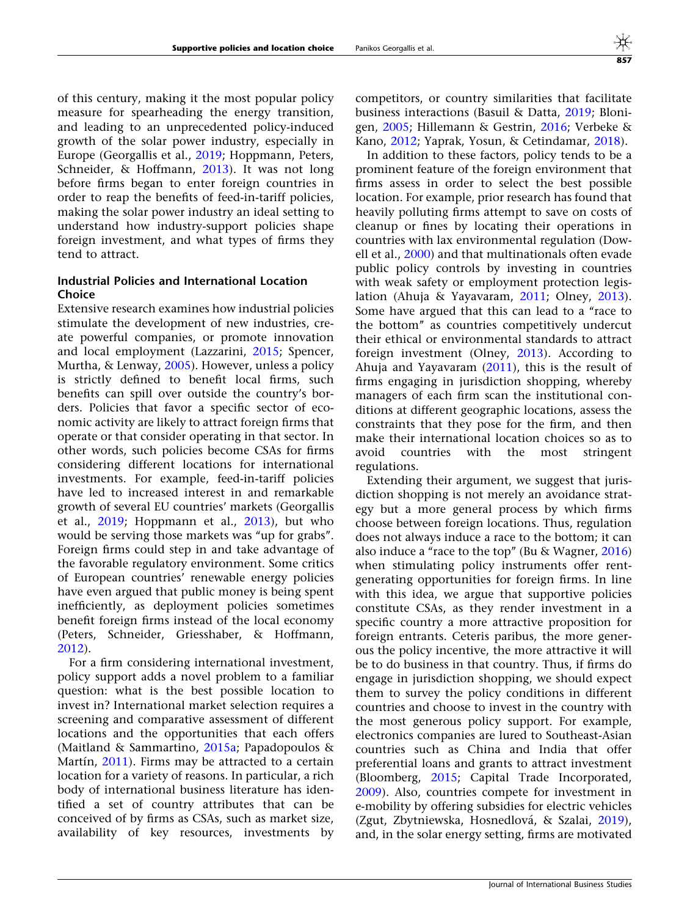of this century, making it the most popular policy measure for spearheading the energy transition, and leading to an unprecedented policy-induced growth of the solar power industry, especially in Europe (Georgallis et al., 2019; Hoppmann, Peters, Schneider, & Hoffmann, 2013). It was not long before firms began to enter foreign countries in order to reap the benefits of feed-in-tariff policies, making the solar power industry an ideal setting to understand how industry-support policies shape foreign investment, and what types of firms they tend to attract.

### Industrial Policies and International Location Choice

Extensive research examines how industrial policies stimulate the development of new industries, create powerful companies, or promote innovation and local employment (Lazzarini, 2015; Spencer, Murtha, & Lenway, 2005). However, unless a policy is strictly defined to benefit local firms, such benefits can spill over outside the country's borders. Policies that favor a specific sector of economic activity are likely to attract foreign firms that operate or that consider operating in that sector. In other words, such policies become CSAs for firms considering different locations for international investments. For example, feed-in-tariff policies have led to increased interest in and remarkable growth of several EU countries' markets (Georgallis et al., 2019; Hoppmann et al., 2013), but who would be serving those markets was "up for grabs". Foreign firms could step in and take advantage of the favorable regulatory environment. Some critics of European countries' renewable energy policies have even argued that public money is being spent inefficiently, as deployment policies sometimes benefit foreign firms instead of the local economy (Peters, Schneider, Griesshaber, & Hoffmann, 2012).

For a firm considering international investment, policy support adds a novel problem to a familiar question: what is the best possible location to invest in? International market selection requires a screening and comparative assessment of different locations and the opportunities that each offers (Maitland & Sammartino, 2015a; Papadopoulos & Martín, 2011). Firms may be attracted to a certain location for a variety of reasons. In particular, a rich body of international business literature has identified a set of country attributes that can be conceived of by firms as CSAs, such as market size, availability of key resources, investments by competitors, or country similarities that facilitate business interactions (Basuil & Datta, 2019; Blonigen, 2005; Hillemann & Gestrin, 2016; Verbeke & Kano, 2012; Yaprak, Yosun, & Cetindamar, 2018).

In addition to these factors, policy tends to be a prominent feature of the foreign environment that firms assess in order to select the best possible location. For example, prior research has found that heavily polluting firms attempt to save on costs of cleanup or fines by locating their operations in countries with lax environmental regulation (Dowell et al., 2000) and that multinationals often evade public policy controls by investing in countries with weak safety or employment protection legislation (Ahuja & Yayavaram, 2011; Olney, 2013). Some have argued that this can lead to a "race to the bottom" as countries competitively undercut their ethical or environmental standards to attract foreign investment (Olney, 2013). According to Ahuja and Yayavaram (2011), this is the result of firms engaging in jurisdiction shopping, whereby managers of each firm scan the institutional conditions at different geographic locations, assess the constraints that they pose for the firm, and then make their international location choices so as to avoid countries with the most stringent regulations.

Extending their argument, we suggest that jurisdiction shopping is not merely an avoidance strategy but a more general process by which firms choose between foreign locations. Thus, regulation does not always induce a race to the bottom; it can also induce a "race to the top" (Bu & Wagner, 2016) when stimulating policy instruments offer rent-generating opportunities for foreign firms. In line with this idea, we argue that supportive policies constitute CSAs, as they render investment in a specific country a more attractive proposition for foreign entrants. Ceteris paribus, the more generous the policy incentive, the more attractive it will be to do business in that country. Thus, if firms do engage in jurisdiction shopping, we should expect them to survey the policy conditions in different countries and choose to invest in the country with the most generous policy support. For example, electronics companies are lured to Southeast-Asian countries such as China and India that offer preferential loans and grants to attract investment (Bloomberg, 2015; Capital Trade Incorporated, 2009). Also, countries compete for investment in e-mobility by offering subsidies for electric vehicles (Zgut, Zbytniewska, Hosnedlová, & Szalai, 2019), and, in the solar energy setting, firms are motivated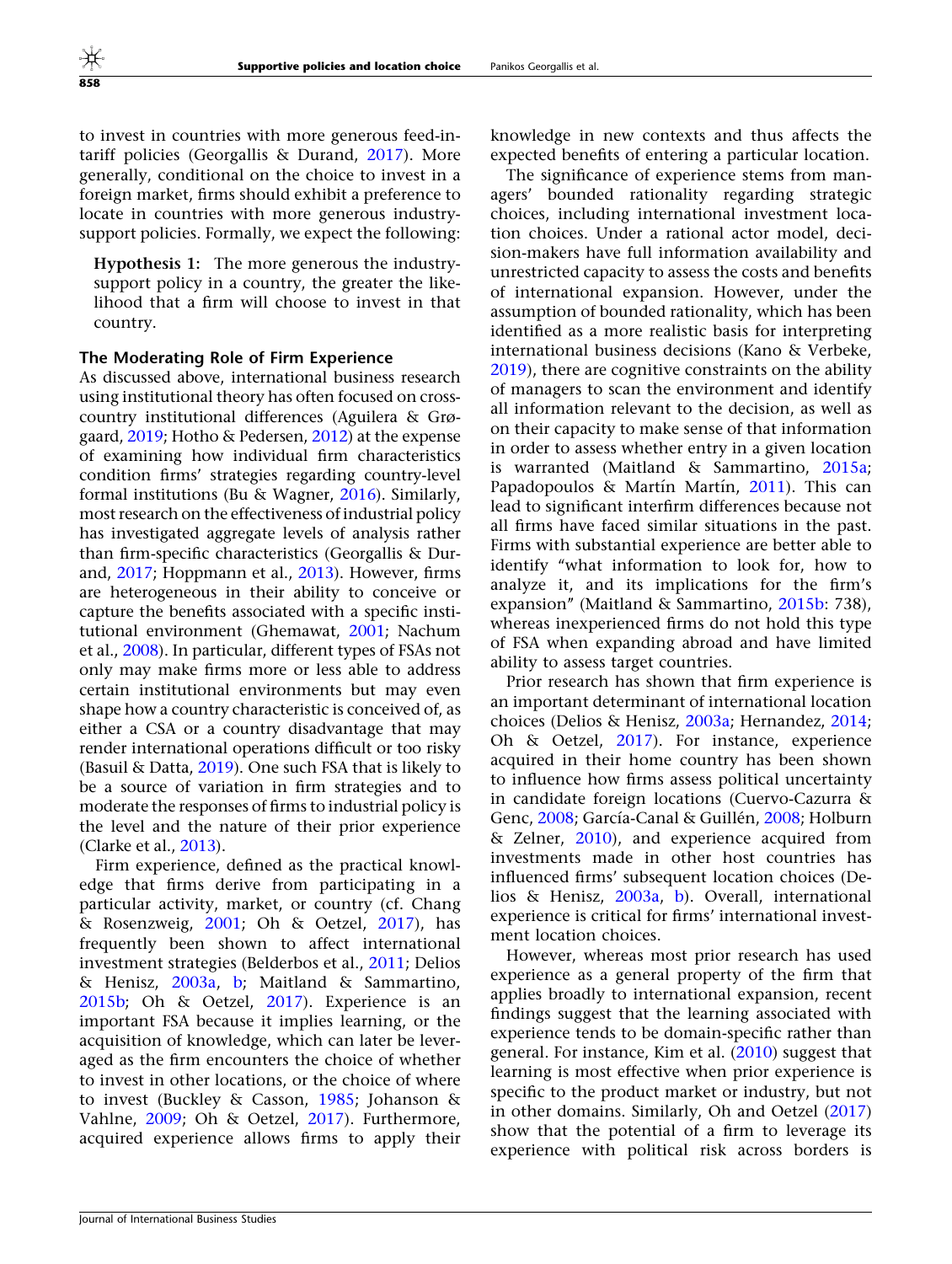to invest in countries with more generous feed-in-tariff policies (Georgallis & Durand, 2017). More generally, conditional on the choice to invest in a foreign market, firms should exhibit a preference to locate in countries with more generous industry-support policies. Formally, we expect the following:

**Hypothesis 1:** The more generous the industry-support policy in a country, the greater the likelihood that a firm will choose to invest in that country.

### The Moderating Role of Firm Experience

As discussed above, international business research using institutional theory has often focused on cross-country institutional differences (Aguilera & Grøgaard, 2019; Hotho & Pedersen, 2012) at the expense of examining how individual firm characteristics condition firms' strategies regarding country-level formal institutions (Bu & Wagner, 2016). Similarly, most research on the effectiveness of industrial policy has investigated aggregate levels of analysis rather than firm-specific characteristics (Georgallis & Durand, 2017; Hoppmann et al., 2013). However, firms are heterogeneous in their ability to conceive or capture the benefits associated with a specific institutional environment (Ghemawat, 2001; Nachum et al., 2008). In particular, different types of FSAs not only may make firms more or less able to address certain institutional environments but may even shape how a country characteristic is conceived of, as either a CSA or a country disadvantage that may render international operations difficult or too risky (Basuil & Datta, 2019). One such FSA that is likely to be a source of variation in firm strategies and to moderate the responses of firms to industrial policy is the level and the nature of their prior experience (Clarke et al., 2013).

Firm experience, defined as the practical knowledge that firms derive from participating in a particular activity, market, or country (cf. Chang & Rosenzweig, 2001; Oh & Oetzel, 2017), has frequently been shown to affect international investment strategies (Belderbos et al., 2011; Delios & Henisz, 2003a, b; Maitland & Sammartino, 2015b; Oh & Oetzel, 2017). Experience is an important FSA because it implies learning, or the acquisition of knowledge, which can later be leveraged as the firm encounters the choice of whether to invest in other locations, or the choice of where to invest (Buckley & Casson, 1985; Johanson & Vahlne, 2009; Oh & Oetzel, 2017). Furthermore, acquired experience allows firms to apply their knowledge in new contexts and thus affects the expected benefits of entering a particular location.

The significance of experience stems from managers' bounded rationality regarding strategic choices, including international investment location choices. Under a rational actor model, decision-makers have full information availability and unrestricted capacity to assess the costs and benefits of international expansion. However, under the assumption of bounded rationality, which has been identified as a more realistic basis for interpreting international business decisions (Kano & Verbeke, 2019), there are cognitive constraints on the ability of managers to scan the environment and identify all information relevant to the decision, as well as on their capacity to make sense of that information in order to assess whether entry in a given location is warranted (Maitland & Sammartino, 2015a; Papadopoulos & Martín Martín, 2011). This can lead to significant interfirm differences because not all firms have faced similar situations in the past. Firms with substantial experience are better able to identify "what information to look for, how to analyze it, and its implications for the firm's expansion" (Maitland & Sammartino, 2015b: 738), whereas inexperienced firms do not hold this type of FSA when expanding abroad and have limited ability to assess target countries.

Prior research has shown that firm experience is an important determinant of international location choices (Delios & Henisz, 2003a; Hernandez, 2014; Oh & Oetzel, 2017). For instance, experience acquired in their home country has been shown to influence how firms assess political uncertainty in candidate foreign locations (Cuervo-Cazurra & Genc, 2008; García-Canal & Guillén, 2008; Holburn & Zelner, 2010), and experience acquired from investments made in other host countries has influenced firms' subsequent location choices (Delios & Henisz, 2003a, b). Overall, international experience is critical for firms' international investment location choices.

However, whereas most prior research has used experience as a general property of the firm that applies broadly to international expansion, recent findings suggest that the learning associated with experience tends to be domain-specific rather than general. For instance, Kim et al. (2010) suggest that learning is most effective when prior experience is specific to the product market or industry, but not in other domains. Similarly, Oh and Oetzel (2017) show that the potential of a firm to leverage its experience with political risk across borders is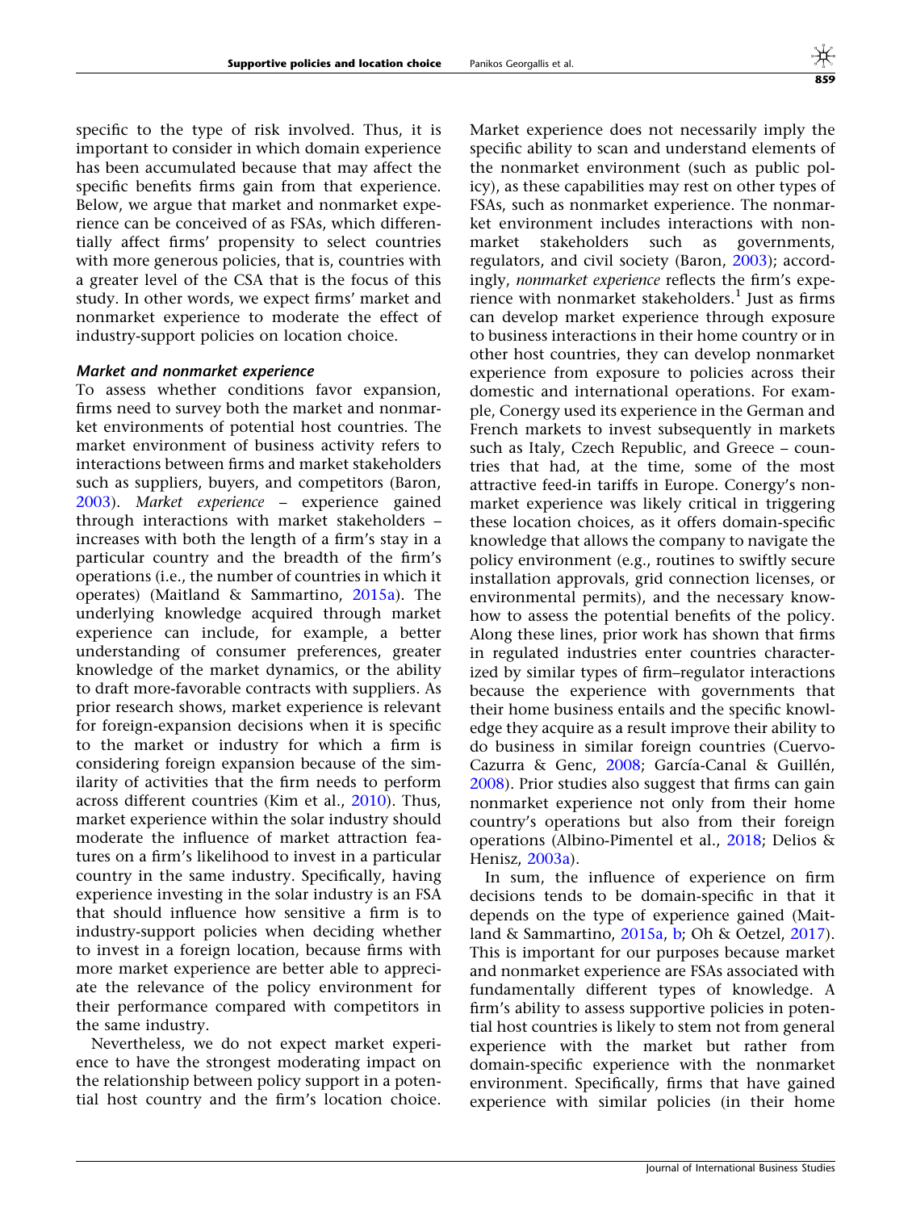specific to the type of risk involved. Thus, it is important to consider in which domain experience has been accumulated because that may affect the specific benefits firms gain from that experience. Below, we argue that market and nonmarket experience can be conceived of as FSAs, which differentially affect firms' propensity to select countries with more generous policies, that is, countries with a greater level of the CSA that is the focus of this study. In other words, we expect firms' market and nonmarket experience to moderate the effect of industry-support policies on location choice.

### Market and nonmarket experience

To assess whether conditions favor expansion, firms need to survey both the market and nonmarket environments of potential host countries. The market environment of business activity refers to interactions between firms and market stakeholders such as suppliers, buyers, and competitors (Baron, 2003). *Market experience* – experience gained through interactions with market stakeholders – increases with both the length of a firm's stay in a particular country and the breadth of the firm's operations (i.e., the number of countries in which it operates) (Maitland & Sammartino, 2015a). The underlying knowledge acquired through market experience can include, for example, a better understanding of consumer preferences, greater knowledge of the market dynamics, or the ability to draft more-favorable contracts with suppliers. As prior research shows, market experience is relevant for foreign-expansion decisions when it is specific to the market or industry for which a firm is considering foreign expansion because of the similarity of activities that the firm needs to perform across different countries (Kim et al., 2010). Thus, market experience within the solar industry should moderate the influence of market attraction features on a firm's likelihood to invest in a particular country in the same industry. Specifically, having experience investing in the solar industry is an FSA that should influence how sensitive a firm is to industry-support policies when deciding whether to invest in a foreign location, because firms with more market experience are better able to appreciate the relevance of the policy environment for their performance compared with competitors in the same industry.

Nevertheless, we do not expect market experience to have the strongest moderating impact on the relationship between policy support in a potential host country and the firm's location choice. Market experience does not necessarily imply the specific ability to scan and understand elements of the nonmarket environment (such as public policy), as these capabilities may rest on other types of FSAs, such as nonmarket experience. The nonmarket environment includes interactions with nonmarket stakeholders such as governments, regulators, and civil society (Baron, 2003); accordingly, *nonmarket experience* reflects the firm's experience with nonmarket stakeholders.[1] Just as firms can develop market experience through exposure to business interactions in their home country or in other host countries, they can develop nonmarket experience from exposure to policies across their domestic and international operations. For example, Conergy used its experience in the German and French markets to invest subsequently in markets such as Italy, Czech Republic, and Greece – countries that had, at the time, some of the most attractive feed-in tariffs in Europe. Conergy's nonmarket experience was likely critical in triggering these location choices, as it offers domain-specific knowledge that allows the company to navigate the policy environment (e.g., routines to swiftly secure installation approvals, grid connection licenses, or environmental permits), and the necessary know-how to assess the potential benefits of the policy. Along these lines, prior work has shown that firms in regulated industries enter countries characterized by similar types of firm–regulator interactions because the experience with governments that their home business entails and the specific knowledge they acquire as a result improve their ability to do business in similar foreign countries (Cuervo-Cazurra & Genc, 2008; García-Canal & Guillén, 2008). Prior studies also suggest that firms can gain nonmarket experience not only from their home country's operations but also from their foreign operations (Albino-Pimentel et al., 2018; Delios & Henisz, 2003a).

In sum, the influence of experience on firm decisions tends to be domain-specific in that it depends on the type of experience gained (Maitland & Sammartino, 2015a, b; Oh & Oetzel, 2017). This is important for our purposes because market and nonmarket experience are FSAs associated with fundamentally different types of knowledge. A firm's ability to assess supportive policies in potential host countries is likely to stem not from general experience with the market but rather from domain-specific experience with the nonmarket environment. Specifically, firms that have gained experience with similar policies (in their home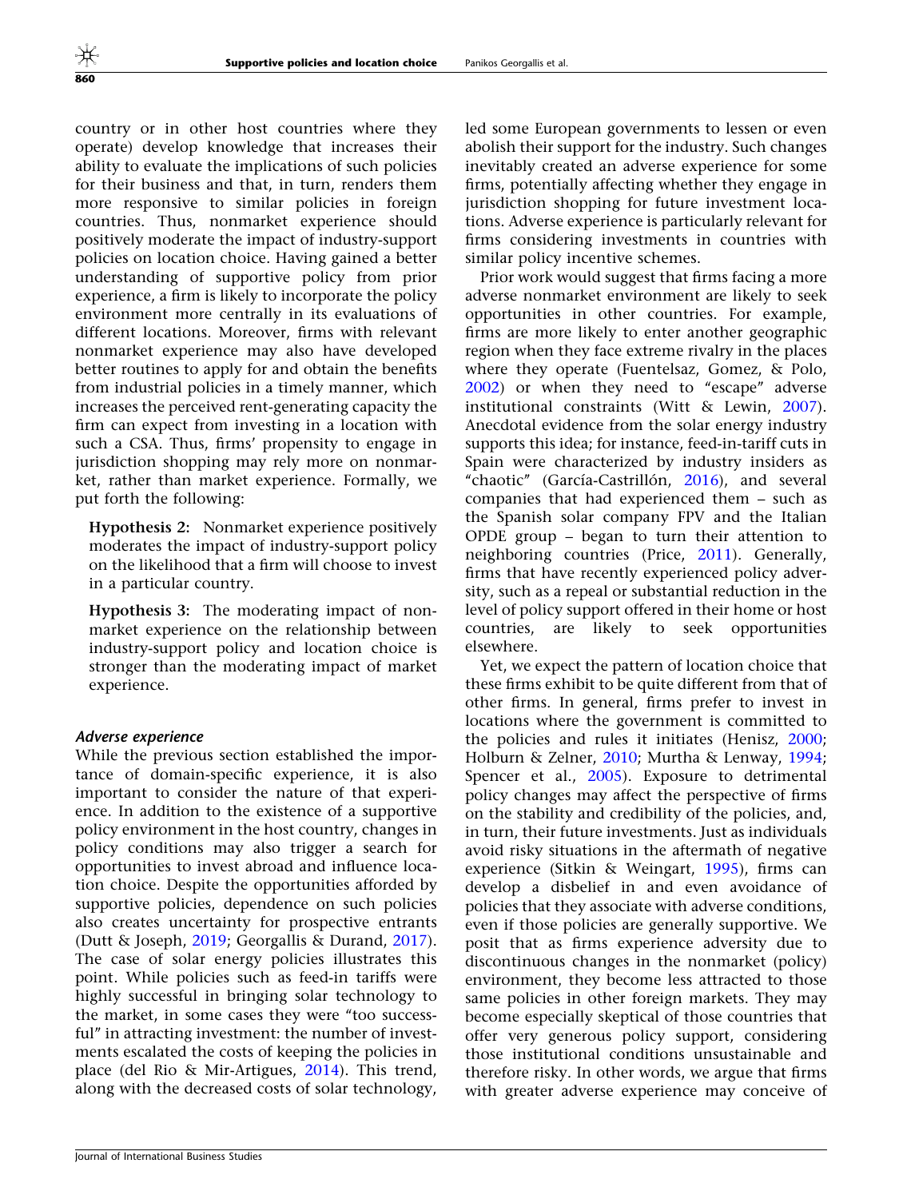country or in other host countries where they operate) develop knowledge that increases their ability to evaluate the implications of such policies for their business and that, in turn, renders them more responsive to similar policies in foreign countries. Thus, nonmarket experience should positively moderate the impact of industry-support policies on location choice. Having gained a better understanding of supportive policy from prior experience, a firm is likely to incorporate the policy environment more centrally in its evaluations of different locations. Moreover, firms with relevant nonmarket experience may also have developed better routines to apply for and obtain the benefits from industrial policies in a timely manner, which increases the perceived rent-generating capacity the firm can expect from investing in a location with such a CSA. Thus, firms' propensity to engage in jurisdiction shopping may rely more on nonmarket, rather than market experience. Formally, we put forth the following:

> **Hypothesis 2:** Nonmarket experience positively moderates the impact of industry-support policy on the likelihood that a firm will choose to invest in a particular country.

> **Hypothesis 3:** The moderating impact of nonmarket experience on the relationship between industry-support policy and location choice is stronger than the moderating impact of market experience.

### *Adverse experience*

While the previous section established the importance of domain-specific experience, it is also important to consider the nature of that experience. In addition to the existence of a supportive policy environment in the host country, changes in policy conditions may also trigger a search for opportunities to invest abroad and influence location choice. Despite the opportunities afforded by supportive policies, dependence on such policies also creates uncertainty for prospective entrants (Dutt & Joseph, 2019; Georgallis & Durand, 2017). The case of solar energy policies illustrates this point. While policies such as feed-in tariffs were highly successful in bringing solar technology to the market, in some cases they were "too successful" in attracting investment: the number of investments escalated the costs of keeping the policies in place (del Rio & Mir-Artigues, 2014). This trend, along with the decreased costs of solar technology, led some European governments to lessen or even abolish their support for the industry. Such changes inevitably created an adverse experience for some firms, potentially affecting whether they engage in jurisdiction shopping for future investment locations. Adverse experience is particularly relevant for firms considering investments in countries with similar policy incentive schemes.

Prior work would suggest that firms facing a more adverse nonmarket environment are likely to seek opportunities in other countries. For example, firms are more likely to enter another geographic region when they face extreme rivalry in the places where they operate (Fuentelsaz, Gomez, & Polo, 2002) or when they need to "escape" adverse institutional constraints (Witt & Lewin, 2007). Anecdotal evidence from the solar energy industry supports this idea; for instance, feed-in-tariff cuts in Spain were characterized by industry insiders as "chaotic" (García-Castrillón, 2016), and several companies that had experienced them – such as the Spanish solar company FPV and the Italian OPDE group – began to turn their attention to neighboring countries (Price, 2011). Generally, firms that have recently experienced policy adversity, such as a repeal or substantial reduction in the level of policy support offered in their home or host countries, are likely to seek opportunities elsewhere.

Yet, we expect the pattern of location choice that these firms exhibit to be quite different from that of other firms. In general, firms prefer to invest in locations where the government is committed to the policies and rules it initiates (Henisz, 2000; Holburn & Zelner, 2010; Murtha & Lenway, 1994; Spencer et al., 2005). Exposure to detrimental policy changes may affect the perspective of firms on the stability and credibility of the policies, and, in turn, their future investments. Just as individuals avoid risky situations in the aftermath of negative experience (Sitkin & Weingart, 1995), firms can develop a disbelief in and even avoidance of policies that they associate with adverse conditions, even if those policies are generally supportive. We posit that as firms experience adversity due to discontinuous changes in the nonmarket (policy) environment, they become less attracted to those same policies in other foreign markets. They may become especially skeptical of those countries that offer very generous policy support, considering those institutional conditions unsustainable and therefore risky. In other words, we argue that firms with greater adverse experience may conceive of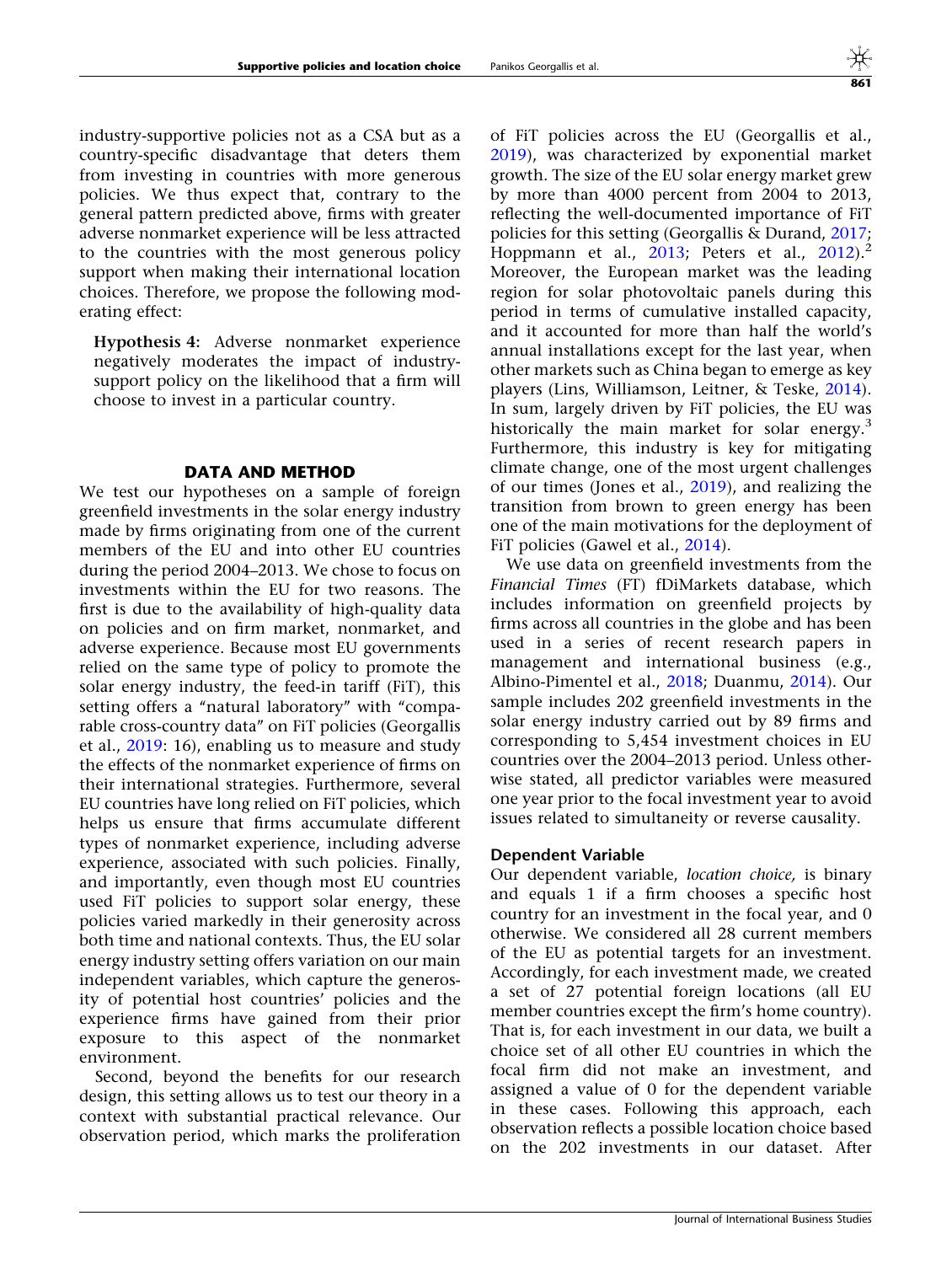industry-supportive policies not as a CSA but as a country-specific disadvantage that deters them from investing in countries with more generous policies. We thus expect that, contrary to the general pattern predicted above, firms with greater adverse nonmarket experience will be less attracted to the countries with the most generous policy support when making their international location choices. Therefore, we propose the following moderating effect:

**Hypothesis 4**: Adverse nonmarket experience negatively moderates the impact of industry-support policy on the likelihood that a firm will choose to invest in a particular country.

## DATA AND METHOD

We test our hypotheses on a sample of foreign greenfield investments in the solar energy industry made by firms originating from one of the current members of the EU and into other EU countries during the period 2004–2013. We chose to focus on investments within the EU for two reasons. The first is due to the availability of high-quality data on policies and on firm market, nonmarket, and adverse experience. Because most EU governments relied on the same type of policy to promote the solar energy industry, the feed-in tariff (FiT), this setting offers a "natural laboratory" with "comparable cross-country data" on FiT policies (Georgallis et al., 2019: 16), enabling us to measure and study the effects of the nonmarket experience of firms on their international strategies. Furthermore, several EU countries have long relied on FiT policies, which helps us ensure that firms accumulate different types of nonmarket experience, including adverse experience, associated with such policies. Finally, and importantly, even though most EU countries used FiT policies to support solar energy, these policies varied markedly in their generosity across both time and national contexts. Thus, the EU solar energy industry setting offers variation on our main independent variables, which capture the generosity of potential host countries' policies and the experience firms have gained from their prior exposure to this aspect of the nonmarket environment.

Second, beyond the benefits for our research design, this setting allows us to test our theory in a context with substantial practical relevance. Our observation period, which marks the proliferation of FiT policies across the EU (Georgallis et al., 2019), was characterized by exponential market growth. The size of the EU solar energy market grew by more than 4000 percent from 2004 to 2013, reflecting the well-documented importance of FiT policies for this setting (Georgallis & Durand, 2017; Hoppmann et al., 2013; Peters et al., 2012).[2] Moreover, the European market was the leading region for solar photovoltaic panels during this period in terms of cumulative installed capacity, and it accounted for more than half the world's annual installations except for the last year, when other markets such as China began to emerge as key players (Lins, Williamson, Leitner, & Teske, 2014). In sum, largely driven by FiT policies, the EU was historically the main market for solar energy.[3] Furthermore, this industry is key for mitigating climate change, one of the most urgent challenges of our times (Jones et al., 2019), and realizing the transition from brown to green energy has been one of the main motivations for the deployment of FiT policies (Gawel et al., 2014).

We use data on greenfield investments from the *Financial Times* (FT) fDiMarkets database, which includes information on greenfield projects by firms across all countries in the globe and has been used in a series of recent research papers in management and international business (e.g., Albino-Pimentel et al., 2018; Duanmu, 2014). Our sample includes 202 greenfield investments in the solar energy industry carried out by 89 firms and corresponding to 5,454 investment choices in EU countries over the 2004–2013 period. Unless otherwise stated, all predictor variables were measured one year prior to the focal investment year to avoid issues related to simultaneity or reverse causality.

### Dependent Variable

Our dependent variable, *location choice,* is binary and equals 1 if a firm chooses a specific host country for an investment in the focal year, and 0 otherwise. We considered all 28 current members of the EU as potential targets for an investment. Accordingly, for each investment made, we created a set of 27 potential foreign locations (all EU member countries except the firm's home country). That is, for each investment in our data, we built a choice set of all other EU countries in which the focal firm did not make an investment, and assigned a value of 0 for the dependent variable in these cases. Following this approach, each observation reflects a possible location choice based on the 202 investments in our dataset. After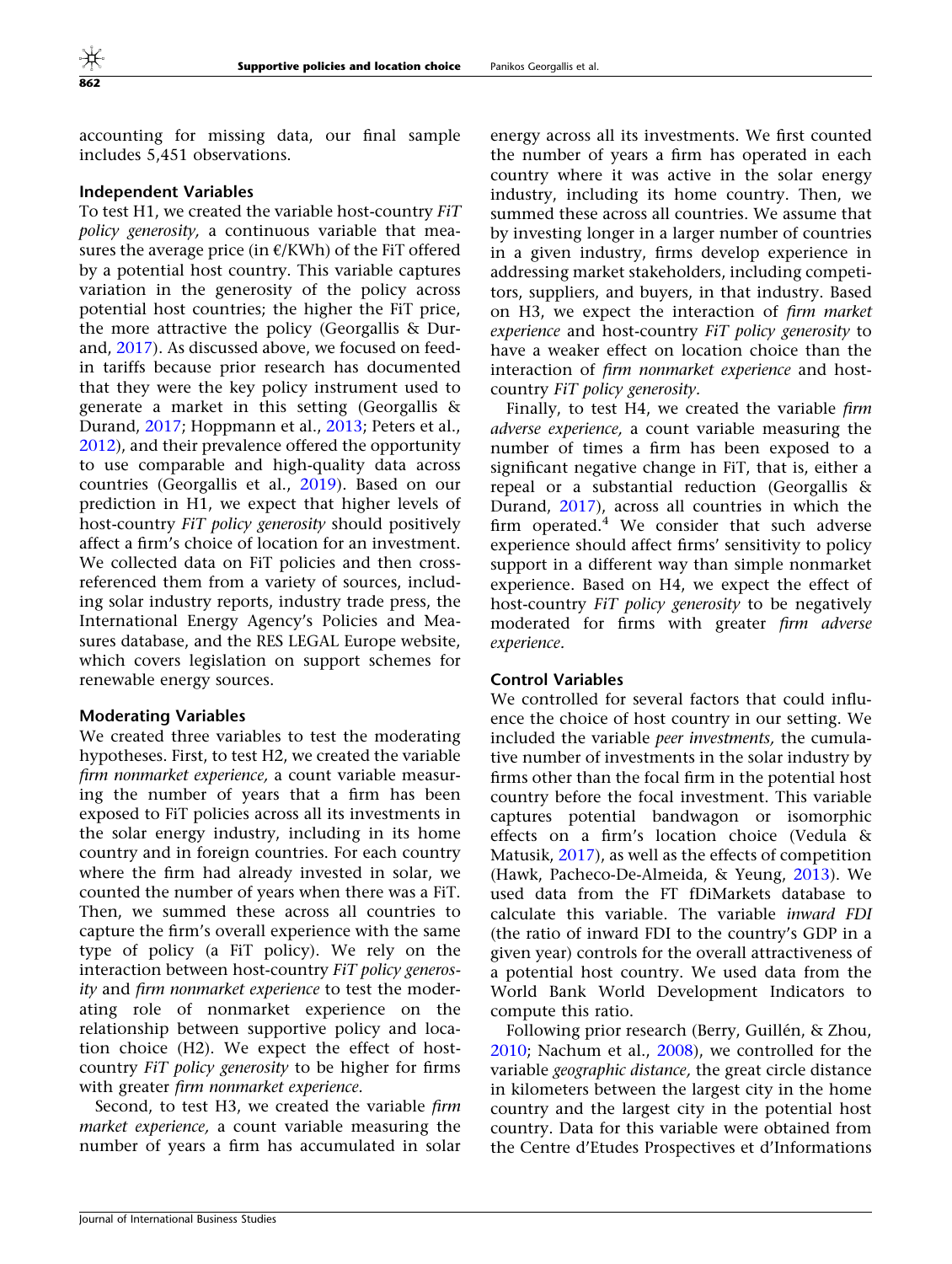accounting for missing data, our final sample includes 5,451 observations.

### Independent Variables

To test H1, we created the variable host-country *FiT policy generosity,* a continuous variable that measures the average price (in €/KWh) of the FiT offered by a potential host country. This variable captures variation in the generosity of the policy across potential host countries; the higher the FiT price, the more attractive the policy (Georgallis & Durand, 2017). As discussed above, we focused on feed-in tariffs because prior research has documented that they were the key policy instrument used to generate a market in this setting (Georgallis & Durand, 2017; Hoppmann et al., 2013; Peters et al., 2012), and their prevalence offered the opportunity to use comparable and high-quality data across countries (Georgallis et al., 2019). Based on our prediction in H1, we expect that higher levels of host-country *FiT policy generosity* should positively affect a firm's choice of location for an investment. We collected data on FiT policies and then cross-referenced them from a variety of sources, including solar industry reports, industry trade press, the International Energy Agency's Policies and Measures database, and the RES LEGAL Europe website, which covers legislation on support schemes for renewable energy sources.

### Moderating Variables

We created three variables to test the moderating hypotheses. First, to test H2, we created the variable *firm nonmarket experience,* a count variable measuring the number of years that a firm has been exposed to FiT policies across all its investments in the solar energy industry, including in its home country and in foreign countries. For each country where the firm had already invested in solar, we counted the number of years when there was a FiT. Then, we summed these across all countries to capture the firm's overall experience with the same type of policy (a FiT policy). We rely on the interaction between host-country *FiT policy generosity* and *firm nonmarket experience* to test the moderating role of nonmarket experience on the relationship between supportive policy and location choice (H2). We expect the effect of host-country *FiT policy generosity* to be higher for firms with greater *firm nonmarket experience.*

Second, to test H3, we created the variable *firm market experience,* a count variable measuring the number of years a firm has accumulated in solar energy across all its investments. We first counted the number of years a firm has operated in each country where it was active in the solar energy industry, including its home country. Then, we summed these across all countries. We assume that by investing longer in a larger number of countries in a given industry, firms develop experience in addressing market stakeholders, including competitors, suppliers, and buyers, in that industry. Based on H3, we expect the interaction of *firm market experience* and host-country *FiT policy generosity* to have a weaker effect on location choice than the interaction of *firm nonmarket experience* and host-country *FiT policy generosity*.

Finally, to test H4, we created the variable *firm adverse experience,* a count variable measuring the number of times a firm has been exposed to a significant negative change in FiT, that is, either a repeal or a substantial reduction (Georgallis & Durand, 2017), across all countries in which the firm operated.[4] We consider that such adverse experience should affect firms' sensitivity to policy support in a different way than simple nonmarket experience. Based on H4, we expect the effect of host-country *FiT policy generosity* to be negatively moderated for firms with greater *firm adverse experience*.

### Control Variables

We controlled for several factors that could influence the choice of host country in our setting. We included the variable *peer investments,* the cumulative number of investments in the solar industry by firms other than the focal firm in the potential host country before the focal investment. This variable captures potential bandwagon or isomorphic effects on a firm's location choice (Vedula & Matusik, 2017), as well as the effects of competition (Hawk, Pacheco-De-Almeida, & Yeung, 2013). We used data from the FT fDiMarkets database to calculate this variable. The variable *inward FDI* (the ratio of inward FDI to the country's GDP in a given year) controls for the overall attractiveness of a potential host country. We used data from the World Bank World Development Indicators to compute this ratio.

Following prior research (Berry, Guillén, & Zhou, 2010; Nachum et al., 2008), we controlled for the variable *geographic distance,* the great circle distance in kilometers between the largest city in the home country and the largest city in the potential host country. Data for this variable were obtained from the Centre d'Etudes Prospectives et d'Informations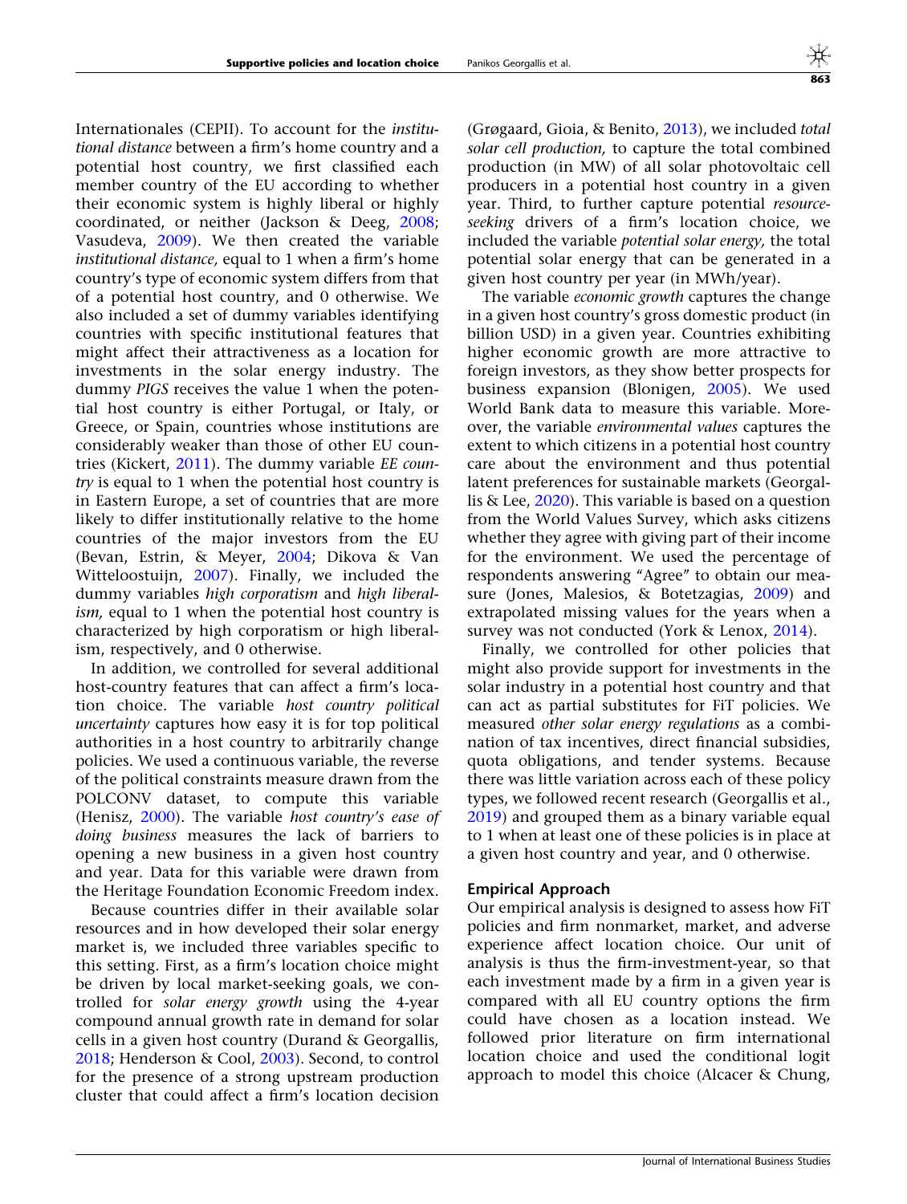Internationales (CEPII). To account for the *institutional distance* between a firm's home country and a potential host country, we first classified each member country of the EU according to whether their economic system is highly liberal or highly coordinated, or neither (Jackson & Deeg, 2008; Vasudeva, 2009). We then created the variable *institutional distance,* equal to 1 when a firm's home country's type of economic system differs from that of a potential host country, and 0 otherwise. We also included a set of dummy variables identifying countries with specific institutional features that might affect their attractiveness as a location for investments in the solar energy industry. The dummy *PIGS* receives the value 1 when the potential host country is either Portugal, or Italy, or Greece, or Spain, countries whose institutions are considerably weaker than those of other EU countries (Kickert, 2011). The dummy variable *EE country* is equal to 1 when the potential host country is in Eastern Europe, a set of countries that are more likely to differ institutionally relative to the home countries of the major investors from the EU (Bevan, Estrin, & Meyer, 2004; Dikova & Van Witteloostuijn, 2007). Finally, we included the dummy variables *high corporatism* and *high liberalism,* equal to 1 when the potential host country is characterized by high corporatism or high liberalism, respectively, and 0 otherwise.

In addition, we controlled for several additional host-country features that can affect a firm's location choice. The variable *host country political uncertainty* captures how easy it is for top political authorities in a host country to arbitrarily change policies. We used a continuous variable, the reverse of the political constraints measure drawn from the POLCONV dataset, to compute this variable (Henisz, 2000). The variable *host country's ease of doing business* measures the lack of barriers to opening a new business in a given host country and year. Data for this variable were drawn from the Heritage Foundation Economic Freedom index.

Because countries differ in their available solar resources and in how developed their solar energy market is, we included three variables specific to this setting. First, as a firm's location choice might be driven by local market-seeking goals, we controlled for *solar energy growth* using the 4-year compound annual growth rate in demand for solar cells in a given host country (Durand & Georgallis, 2018; Henderson & Cool, 2003). Second, to control for the presence of a strong upstream production cluster that could affect a firm's location decision (Grøgaard, Gioia, & Benito, 2013), we included *total solar cell production,* to capture the total combined production (in MW) of all solar photovoltaic cell producers in a potential host country in a given year. Third, to further capture potential *resource-seeking* drivers of a firm's location choice, we included the variable *potential solar energy,* the total potential solar energy that can be generated in a given host country per year (in MWh/year).

The variable *economic growth* captures the change in a given host country's gross domestic product (in billion USD) in a given year. Countries exhibiting higher economic growth are more attractive to foreign investors, as they show better prospects for business expansion (Blonigen, 2005). We used World Bank data to measure this variable. Moreover, the variable *environmental values* captures the extent to which citizens in a potential host country care about the environment and thus potential latent preferences for sustainable markets (Georgallis & Lee, 2020). This variable is based on a question from the World Values Survey, which asks citizens whether they agree with giving part of their income for the environment. We used the percentage of respondents answering "Agree" to obtain our measure (Jones, Malesios, & Botetzagias, 2009) and extrapolated missing values for the years when a survey was not conducted (York & Lenox, 2014).

Finally, we controlled for other policies that might also provide support for investments in the solar industry in a potential host country and that can act as partial substitutes for FiT policies. We measured *other solar energy regulations* as a combination of tax incentives, direct financial subsidies, quota obligations, and tender systems. Because there was little variation across each of these policy types, we followed recent research (Georgallis et al., 2019) and grouped them as a binary variable equal to 1 when at least one of these policies is in place at a given host country and year, and 0 otherwise.

### Empirical Approach

Our empirical analysis is designed to assess how FiT policies and firm nonmarket, market, and adverse experience affect location choice. Our unit of analysis is thus the firm-investment-year, so that each investment made by a firm in a given year is compared with all EU country options the firm could have chosen as a location instead. We followed prior literature on firm international location choice and used the conditional logit approach to model this choice (Alcacer & Chung,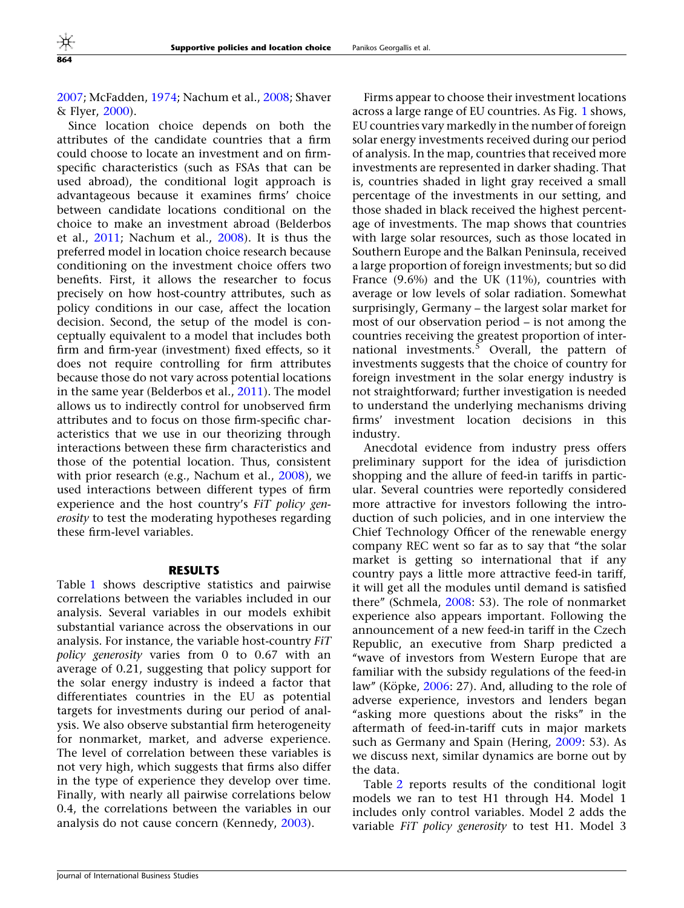2007; McFadden, 1974; Nachum et al., 2008; Shaver & Flyer, 2000).

Since location choice depends on both the attributes of the candidate countries that a firm could choose to locate an investment and on firm-specific characteristics (such as FSAs that can be used abroad), the conditional logit approach is advantageous because it examines firms' choice between candidate locations conditional on the choice to make an investment abroad (Belderbos et al., 2011; Nachum et al., 2008). It is thus the preferred model in location choice research because conditioning on the investment choice offers two benefits. First, it allows the researcher to focus precisely on how host-country attributes, such as policy conditions in our case, affect the location decision. Second, the setup of the model is conceptually equivalent to a model that includes both firm and firm-year (investment) fixed effects, so it does not require controlling for firm attributes because those do not vary across potential locations in the same year (Belderbos et al., 2011). The model allows us to indirectly control for unobserved firm attributes and to focus on those firm-specific characteristics that we use in our theorizing through interactions between these firm characteristics and those of the potential location. Thus, consistent with prior research (e.g., Nachum et al., 2008), we used interactions between different types of firm experience and the host country's *FiT policy generosity* to test the moderating hypotheses regarding these firm-level variables.

## RESULTS

Table 1 shows descriptive statistics and pairwise correlations between the variables included in our analysis. Several variables in our models exhibit substantial variance across the observations in our analysis. For instance, the variable host-country *FiT policy generosity* varies from 0 to 0.67 with an average of 0.21, suggesting that policy support for the solar energy industry is indeed a factor that differentiates countries in the EU as potential targets for investments during our period of analysis. We also observe substantial firm heterogeneity for nonmarket, market, and adverse experience. The level of correlation between these variables is not very high, which suggests that firms also differ in the type of experience they develop over time. Finally, with nearly all pairwise correlations below 0.4, the correlations between the variables in our analysis do not cause concern (Kennedy, 2003).

Firms appear to choose their investment locations across a large range of EU countries. As Fig. 1 shows, EU countries vary markedly in the number of foreign solar energy investments received during our period of analysis. In the map, countries that received more investments are represented in darker shading. That is, countries shaded in light gray received a small percentage of the investments in our setting, and those shaded in black received the highest percentage of investments. The map shows that countries with large solar resources, such as those located in Southern Europe and the Balkan Peninsula, received a large proportion of foreign investments; but so did France (9.6%) and the UK (11%), countries with average or low levels of solar radiation. Somewhat surprisingly, Germany – the largest solar market for most of our observation period – is not among the countries receiving the greatest proportion of international investments.[5] Overall, the pattern of investments suggests that the choice of country for foreign investment in the solar energy industry is not straightforward; further investigation is needed to understand the underlying mechanisms driving firms' investment location decisions in this industry.

Anecdotal evidence from industry press offers preliminary support for the idea of jurisdiction shopping and the allure of feed-in tariffs in particular. Several countries were reportedly considered more attractive for investors following the introduction of such policies, and in one interview the Chief Technology Officer of the renewable energy company REC went so far as to say that "the solar market is getting so international that if any country pays a little more attractive feed-in tariff, it will get all the modules until demand is satisfied there" (Schmela, 2008: 53). The role of nonmarket experience also appears important. Following the announcement of a new feed-in tariff in the Czech Republic, an executive from Sharp predicted a "wave of investors from Western Europe that are familiar with the subsidy regulations of the feed-in law" (Köpke, 2006: 27). And, alluding to the role of adverse experience, investors and lenders began "asking more questions about the risks" in the aftermath of feed-in-tariff cuts in major markets such as Germany and Spain (Hering, 2009: 53). As we discuss next, similar dynamics are borne out by the data.

Table 2 reports results of the conditional logit models we ran to test H1 through H4. Model 1 includes only control variables. Model 2 adds the variable *FiT policy generosity* to test H1. Model 3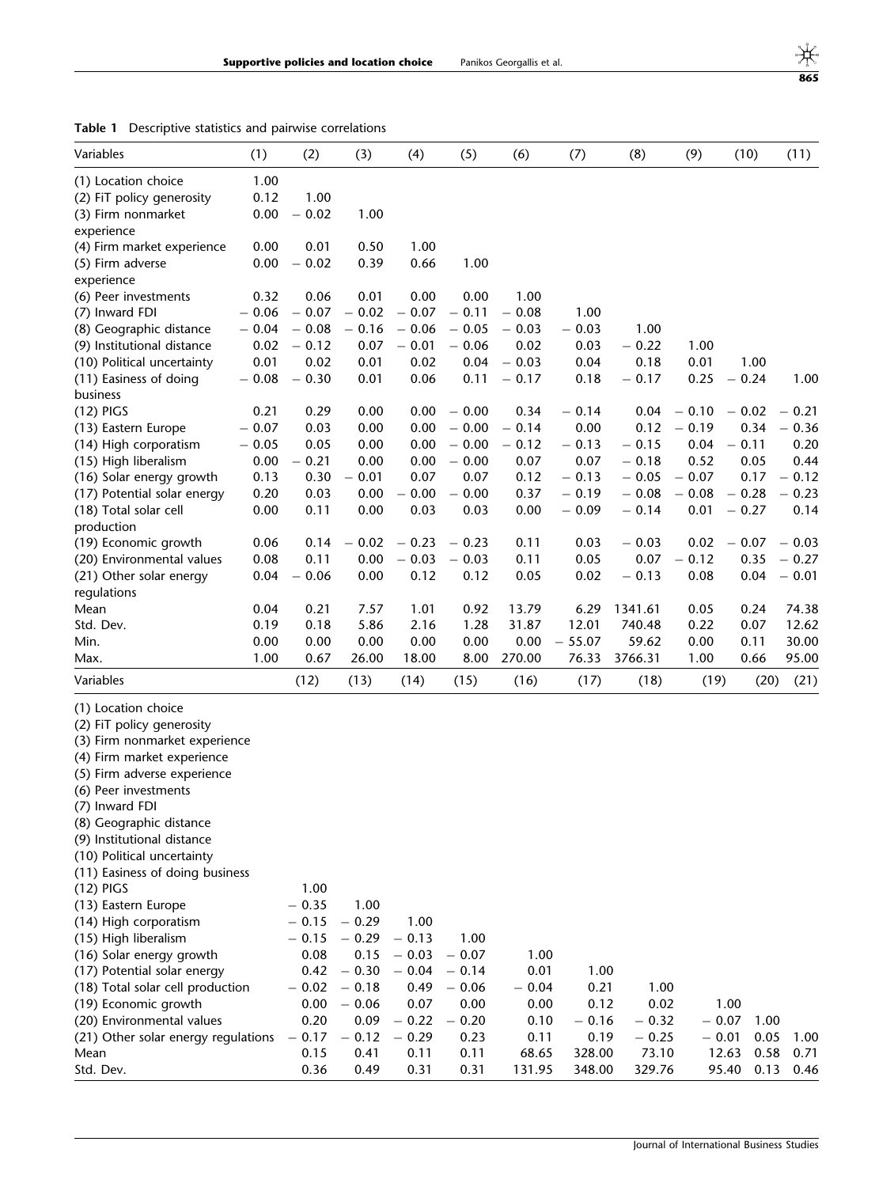**Table 1** Descriptive statistics and pairwise correlations

| Variables | (1) | (2) | (3) | (4) | (5) | (6) | (7) | (8) | (9) | (10) | (11) |
|---|---|---|---|---|---|---|---|---|---|---|---|
| (1) Location choice | 1.00 | | | | | | | | | | |
| (2) FiT policy generosity | 0.12 | 1.00 | | | | | | | | | |
| (3) Firm nonmarket experience | 0.00 | − 0.02 | 1.00 | | | | | | | | |
| (4) Firm market experience | 0.00 | 0.01 | 0.50 | 1.00 | | | | | | | |
| (5) Firm adverse experience | 0.00 | − 0.02 | 0.39 | 0.66 | 1.00 | | | | | | |
| (6) Peer investments | 0.32 | 0.06 | 0.01 | 0.00 | 0.00 | 1.00 | | | | | |
| (7) Inward FDI | − 0.06 | − 0.07 | − 0.02 | − 0.07 | − 0.11 | − 0.08 | 1.00 | | | | |
| (8) Geographic distance | − 0.04 | − 0.08 | − 0.16 | − 0.06 | − 0.05 | − 0.03 | − 0.03 | 1.00 | | | |
| (9) Institutional distance | 0.02 | − 0.12 | 0.07 | − 0.01 | − 0.06 | 0.02 | 0.03 | − 0.22 | 1.00 | | |
| (10) Political uncertainty | 0.01 | 0.02 | 0.01 | 0.02 | 0.04 | − 0.03 | 0.04 | 0.18 | 0.01 | 1.00 | |
| (11) Easiness of doing business | − 0.08 | − 0.30 | 0.01 | 0.06 | 0.11 | − 0.17 | 0.18 | − 0.17 | 0.25 | − 0.24 | 1.00 |
| (12) PIGS | 0.21 | 0.29 | 0.00 | 0.00 | − 0.00 | 0.34 | − 0.14 | 0.04 | − 0.10 | − 0.02 | − 0.21 |
| (13) Eastern Europe | − 0.07 | 0.03 | 0.00 | 0.00 | − 0.00 | − 0.14 | 0.00 | 0.12 | − 0.19 | 0.34 | − 0.36 |
| (14) High corporatism | − 0.05 | 0.05 | 0.00 | 0.00 | − 0.00 | − 0.12 | − 0.13 | − 0.15 | 0.04 | − 0.11 | 0.20 |
| (15) High liberalism | 0.00 | − 0.21 | 0.00 | 0.00 | − 0.00 | 0.07 | 0.07 | − 0.18 | 0.52 | 0.05 | 0.44 |
| (16) Solar energy growth | 0.13 | 0.30 | − 0.01 | 0.07 | 0.07 | 0.12 | − 0.13 | − 0.05 | − 0.07 | 0.17 | − 0.12 |
| (17) Potential solar energy | 0.20 | 0.03 | 0.00 | − 0.00 | − 0.00 | 0.37 | − 0.19 | − 0.08 | − 0.08 | − 0.28 | − 0.23 |
| (18) Total solar cell production | 0.00 | 0.11 | 0.00 | 0.03 | 0.03 | 0.00 | − 0.09 | − 0.14 | 0.01 | − 0.27 | 0.14 |
| (19) Economic growth | 0.06 | 0.14 | − 0.02 | − 0.23 | − 0.23 | 0.11 | 0.03 | − 0.03 | 0.02 | − 0.07 | − 0.03 |
| (20) Environmental values | 0.08 | 0.11 | 0.00 | − 0.03 | − 0.03 | 0.11 | 0.05 | 0.07 | − 0.12 | 0.35 | − 0.27 |
| (21) Other solar energy regulations | 0.04 | − 0.06 | 0.00 | 0.12 | 0.12 | 0.05 | 0.02 | − 0.13 | 0.08 | 0.04 | − 0.01 |
| Mean | 0.04 | 0.21 | 7.57 | 1.01 | 0.92 | 13.79 | 6.29 | 1341.61 | 0.05 | 0.24 | 74.38 |
| Std. Dev. | 0.19 | 0.18 | 5.86 | 2.16 | 1.28 | 31.87 | 12.01 | 740.48 | 0.22 | 0.07 | 12.62 |
| Min. | 0.00 | 0.00 | 0.00 | 0.00 | 0.00 | 0.00 | − 55.07 | 59.62 | 0.00 | 0.11 | 30.00 |
| Max. | 1.00 | 0.67 | 26.00 | 18.00 | 8.00 | 270.00 | 76.33 | 3766.31 | 1.00 | 0.66 | 95.00 |

| Variables | (12) | (13) | (14) | (15) | (16) | (17) | (18) | (19) | (20) | (21) |
|---|---|---|---|---|---|---|---|---|---|---|
| (1) Location choice | | | | | | | | | | |
| (2) FiT policy generosity | | | | | | | | | | |
| (3) Firm nonmarket experience | | | | | | | | | | |
| (4) Firm market experience | | | | | | | | | | |
| (5) Firm adverse experience | | | | | | | | | | |
| (6) Peer investments | | | | | | | | | | |
| (7) Inward FDI | | | | | | | | | | |
| (8) Geographic distance | | | | | | | | | | |
| (9) Institutional distance | | | | | | | | | | |
| (10) Political uncertainty | | | | | | | | | | |
| (11) Easiness of doing business | | | | | | | | | | |
| (12) PIGS | 1.00 | | | | | | | | | |
| (13) Eastern Europe | − 0.35 | 1.00 | | | | | | | | |
| (14) High corporatism | − 0.15 | − 0.29 | 1.00 | | | | | | | |
| (15) High liberalism | − 0.15 | − 0.29 | − 0.13 | 1.00 | | | | | | |
| (16) Solar energy growth | 0.08 | 0.15 | − 0.03 | − 0.07 | 1.00 | | | | | |
| (17) Potential solar energy | 0.42 | − 0.30 | − 0.04 | − 0.14 | 0.01 | 1.00 | | | | |
| (18) Total solar cell production | − 0.02 | − 0.18 | 0.49 | − 0.06 | − 0.04 | 0.21 | 1.00 | | | |
| (19) Economic growth | 0.00 | − 0.06 | 0.07 | 0.00 | 0.00 | 0.12 | 0.02 | 1.00 | | |
| (20) Environmental values | 0.20 | 0.09 | − 0.22 | − 0.20 | 0.10 | − 0.16 | − 0.32 | − 0.07 | 1.00 | |
| (21) Other solar energy regulations | − 0.17 | − 0.12 | − 0.29 | 0.23 | 0.11 | 0.19 | − 0.25 | − 0.01 | 0.05 | 1.00 |
| Mean | 0.15 | 0.41 | 0.11 | 0.11 | 68.65 | 328.00 | 73.10 | 12.63 | 0.58 | 0.71 |
| Std. Dev. | 0.36 | 0.49 | 0.31 | 0.31 | 131.95 | 348.00 | 329.76 | 95.40 | 0.13 | 0.46 |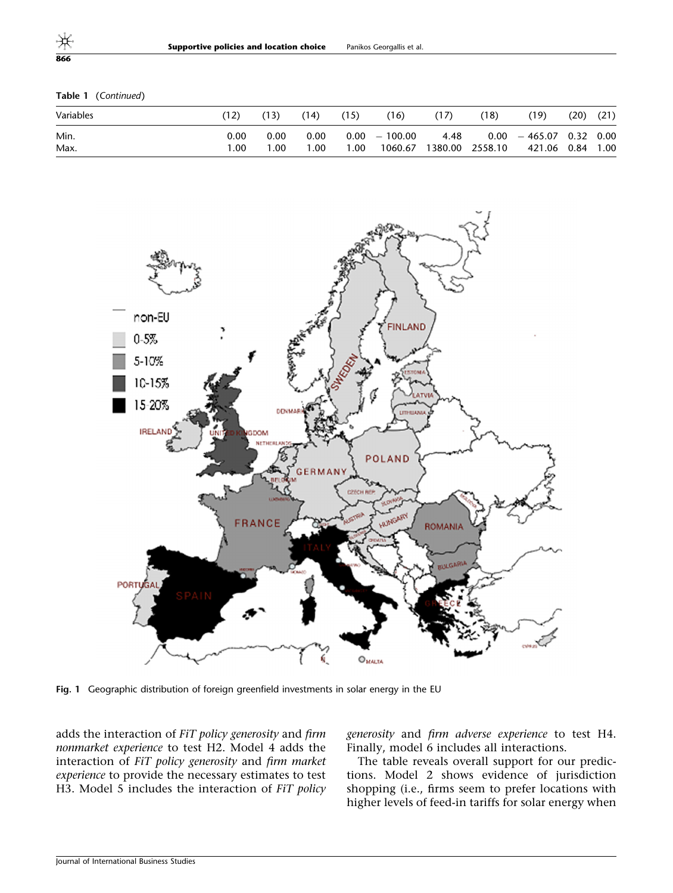**Table 1** (*Continued*)

| Variables | (12) | (13) | (14) | (15) | (16) | (17) | (18) | (19) | (20) | (21) |
|---|---|---|---|---|---|---|---|---|---|---|
| Min. | 0.00 | 0.00 | 0.00 | 0.00 | −100.00 | 4.48 | 0.00 | −465.07 | 0.32 | 0.00 |
| Max. | 1.00 | 1.00 | 1.00 | 1.00 | 1060.67 | 1380.00 | 2558.10 | 421.06 | 0.84 | 1.00 |

**Fig. 1** Geographic distribution of foreign greenfield investments in solar energy in the EU

adds the interaction of *FiT policy generosity* and *firm nonmarket experience* to test H2. Model 4 adds the interaction of *FiT policy generosity* and *firm market experience* to provide the necessary estimates to test H3. Model 5 includes the interaction of *FiT policy generosity* and *firm adverse experience* to test H4. Finally, model 6 includes all interactions.

The table reveals overall support for our predictions. Model 2 shows evidence of jurisdiction shopping (i.e., firms seem to prefer locations with higher levels of feed-in tariffs for solar energy when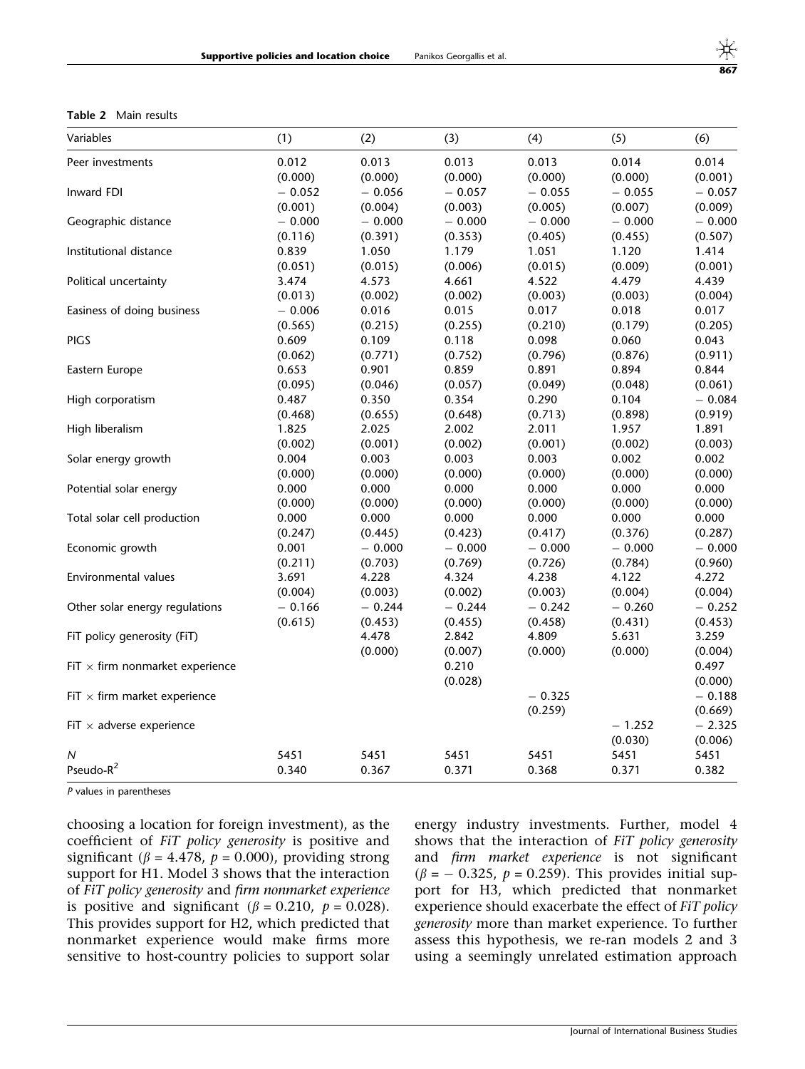**Table 2** Main results

| Variables | (1) | (2) | (3) | (4) | (5) | (6) |
|---|---|---|---|---|---|---|
| Peer investments | 0.012 | 0.013 | 0.013 | 0.013 | 0.014 | 0.014 |
| | (0.000) | (0.000) | (0.000) | (0.000) | (0.000) | (0.001) |
| Inward FDI | − 0.052 | − 0.056 | − 0.057 | − 0.055 | − 0.055 | − 0.057 |
| | (0.001) | (0.004) | (0.003) | (0.005) | (0.007) | (0.009) |
| Geographic distance | − 0.000 | − 0.000 | − 0.000 | − 0.000 | − 0.000 | − 0.000 |
| | (0.116) | (0.391) | (0.353) | (0.405) | (0.455) | (0.507) |
| Institutional distance | 0.839 | 1.050 | 1.179 | 1.051 | 1.120 | 1.414 |
| | (0.051) | (0.015) | (0.006) | (0.015) | (0.009) | (0.001) |
| Political uncertainty | 3.474 | 4.573 | 4.661 | 4.522 | 4.479 | 4.439 |
| | (0.013) | (0.002) | (0.002) | (0.003) | (0.003) | (0.004) |
| Easiness of doing business | − 0.006 | 0.016 | 0.015 | 0.017 | 0.018 | 0.017 |
| | (0.565) | (0.215) | (0.255) | (0.210) | (0.179) | (0.205) |
| PIGS | 0.609 | 0.109 | 0.118 | 0.098 | 0.060 | 0.043 |
| | (0.062) | (0.771) | (0.752) | (0.796) | (0.876) | (0.911) |
| Eastern Europe | 0.653 | 0.901 | 0.859 | 0.891 | 0.894 | 0.844 |
| | (0.095) | (0.046) | (0.057) | (0.049) | (0.048) | (0.061) |
| High corporatism | 0.487 | 0.350 | 0.354 | 0.290 | 0.104 | − 0.084 |
| | (0.468) | (0.655) | (0.648) | (0.713) | (0.898) | (0.919) |
| High liberalism | 1.825 | 2.025 | 2.002 | 2.011 | 1.957 | 1.891 |
| | (0.002) | (0.001) | (0.002) | (0.001) | (0.002) | (0.003) |
| Solar energy growth | 0.004 | 0.003 | 0.003 | 0.003 | 0.002 | 0.002 |
| | (0.000) | (0.000) | (0.000) | (0.000) | (0.000) | (0.000) |
| Potential solar energy | 0.000 | 0.000 | 0.000 | 0.000 | 0.000 | 0.000 |
| | (0.000) | (0.000) | (0.000) | (0.000) | (0.000) | (0.000) |
| Total solar cell production | 0.000 | 0.000 | 0.000 | 0.000 | 0.000 | 0.000 |
| | (0.247) | (0.445) | (0.423) | (0.417) | (0.376) | (0.287) |
| Economic growth | 0.001 | − 0.000 | − 0.000 | − 0.000 | − 0.000 | − 0.000 |
| | (0.211) | (0.703) | (0.769) | (0.726) | (0.784) | (0.960) |
| Environmental values | 3.691 | 4.228 | 4.324 | 4.238 | 4.122 | 4.272 |
| | (0.004) | (0.003) | (0.002) | (0.003) | (0.004) | (0.004) |
| Other solar energy regulations | − 0.166 | − 0.244 | − 0.244 | − 0.242 | − 0.260 | − 0.252 |
| | (0.615) | (0.453) | (0.455) | (0.458) | (0.431) | (0.453) |
| FiT policy generosity (FiT) | | 4.478 | 2.842 | 4.809 | 5.631 | 3.259 |
| | | (0.000) | (0.007) | (0.000) | (0.000) | (0.004) |
| FiT × firm nonmarket experience | | | 0.210 | | | 0.497 |
| | | | (0.028) | | | (0.000) |
| FiT × firm market experience | | | | − 0.325 | | − 0.188 |
| | | | | (0.259) | | (0.669) |
| FiT × adverse experience | | | | | − 1.252 | − 2.325 |
| | | | | | (0.030) | (0.006) |
| $N$ | 5451 | 5451 | 5451 | 5451 | 5451 | 5451 |
| Pseudo-$R^2$ | 0.340 | 0.367 | 0.371 | 0.368 | 0.371 | 0.382 |

*P* values in parentheses

choosing a location for foreign investment), as the coefficient of *FiT policy generosity* is positive and significant ($\beta = 4.478$, $p = 0.000$), providing strong support for H1. Model 3 shows that the interaction of *FiT policy generosity* and *firm nonmarket experience* is positive and significant ($\beta = 0.210$, $p = 0.028$). This provides support for H2, which predicted that nonmarket experience would make firms more sensitive to host-country policies to support solar energy industry investments. Further, model 4 shows that the interaction of *FiT policy generosity* and *firm market experience* is not significant ($\beta = -0.325$, $p = 0.259$). This provides initial support for H3, which predicted that nonmarket experience should exacerbate the effect of *FiT policy generosity* more than market experience. To further assess this hypothesis, we re-ran models 2 and 3 using a seemingly unrelated estimation approach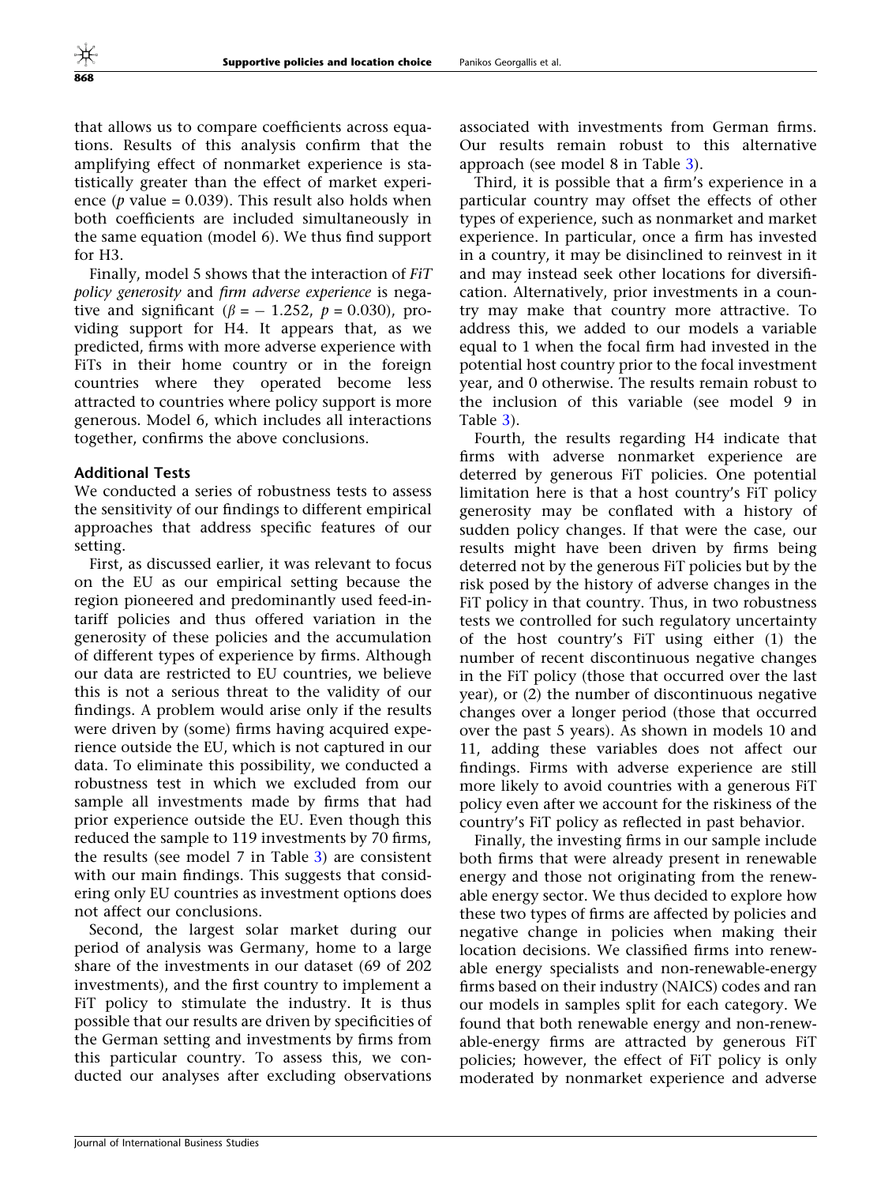that allows us to compare coefficients across equations. Results of this analysis confirm that the amplifying effect of nonmarket experience is statistically greater than the effect of market experience ($p$ value = 0.039). This result also holds when both coefficients are included simultaneously in the same equation (model 6). We thus find support for H3.

Finally, model 5 shows that the interaction of *FiT policy generosity* and *firm adverse experience* is negative and significant ($\beta = -1.252$, $p = 0.030$), providing support for H4. It appears that, as we predicted, firms with more adverse experience with FiTs in their home country or in the foreign countries where they operated become less attracted to countries where policy support is more generous. Model 6, which includes all interactions together, confirms the above conclusions.

### Additional Tests

We conducted a series of robustness tests to assess the sensitivity of our findings to different empirical approaches that address specific features of our setting.

First, as discussed earlier, it was relevant to focus on the EU as our empirical setting because the region pioneered and predominantly used feed-in-tariff policies and thus offered variation in the generosity of these policies and the accumulation of different types of experience by firms. Although our data are restricted to EU countries, we believe this is not a serious threat to the validity of our findings. A problem would arise only if the results were driven by (some) firms having acquired experience outside the EU, which is not captured in our data. To eliminate this possibility, we conducted a robustness test in which we excluded from our sample all investments made by firms that had prior experience outside the EU. Even though this reduced the sample to 119 investments by 70 firms, the results (see model 7 in Table 3) are consistent with our main findings. This suggests that considering only EU countries as investment options does not affect our conclusions.

Second, the largest solar market during our period of analysis was Germany, home to a large share of the investments in our dataset (69 of 202 investments), and the first country to implement a FiT policy to stimulate the industry. It is thus possible that our results are driven by specificities of the German setting and investments by firms from this particular country. To assess this, we conducted our analyses after excluding observations associated with investments from German firms. Our results remain robust to this alternative approach (see model 8 in Table 3).

Third, it is possible that a firm's experience in a particular country may offset the effects of other types of experience, such as nonmarket and market experience. In particular, once a firm has invested in a country, it may be disinclined to reinvest in it and may instead seek other locations for diversification. Alternatively, prior investments in a country may make that country more attractive. To address this, we added to our models a variable equal to 1 when the focal firm had invested in the potential host country prior to the focal investment year, and 0 otherwise. The results remain robust to the inclusion of this variable (see model 9 in Table 3).

Fourth, the results regarding H4 indicate that firms with adverse nonmarket experience are deterred by generous FiT policies. One potential limitation here is that a host country's FiT policy generosity may be conflated with a history of sudden policy changes. If that were the case, our results might have been driven by firms being deterred not by the generous FiT policies but by the risk posed by the history of adverse changes in the FiT policy in that country. Thus, in two robustness tests we controlled for such regulatory uncertainty of the host country's FiT using either (1) the number of recent discontinuous negative changes in the FiT policy (those that occurred over the last year), or (2) the number of discontinuous negative changes over a longer period (those that occurred over the past 5 years). As shown in models 10 and 11, adding these variables does not affect our findings. Firms with adverse experience are still more likely to avoid countries with a generous FiT policy even after we account for the riskiness of the country's FiT policy as reflected in past behavior.

Finally, the investing firms in our sample include both firms that were already present in renewable energy and those not originating from the renewable energy sector. We thus decided to explore how these two types of firms are affected by policies and negative change in policies when making their location decisions. We classified firms into renewable energy specialists and non-renewable-energy firms based on their industry (NAICS) codes and ran our models in samples split for each category. We found that both renewable energy and non-renewable-energy firms are attracted by generous FiT policies; however, the effect of FiT policy is only moderated by nonmarket experience and adverse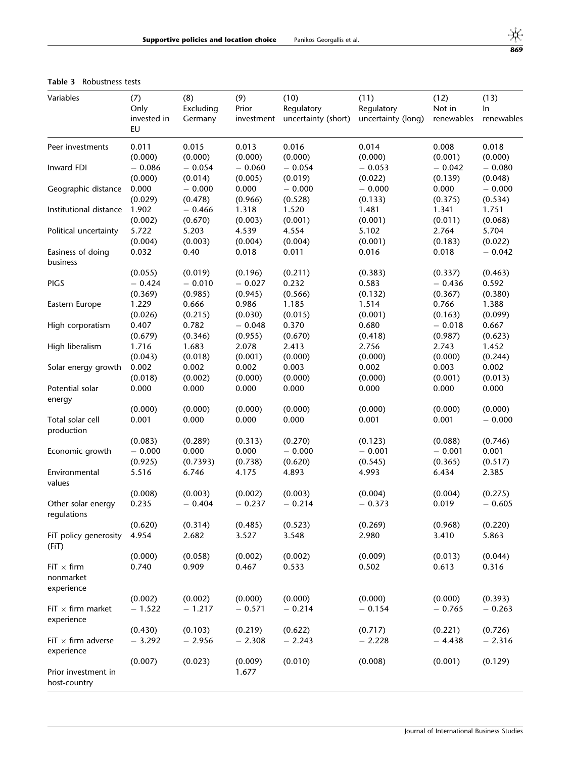**Table 3** Robustness tests

| Variables | (7) Only invested in EU | (8) Excluding Germany | (9) Prior investment | (10) Regulatory uncertainty (short) | (11) Regulatory uncertainty (long) | (12) Not in renewables | (13) In renewables |
|---|---|---|---|---|---|---|---|
| Peer investments | 0.011 | 0.015 | 0.013 | 0.016 | 0.014 | 0.008 | 0.018 |
| | (0.000) | (0.000) | (0.000) | (0.000) | (0.000) | (0.001) | (0.000) |
| Inward FDI | − 0.086 | − 0.054 | − 0.060 | − 0.054 | − 0.053 | − 0.042 | − 0.080 |
| | (0.000) | (0.014) | (0.005) | (0.019) | (0.022) | (0.139) | (0.048) |
| Geographic distance | 0.000 | − 0.000 | 0.000 | − 0.000 | − 0.000 | 0.000 | − 0.000 |
| | (0.029) | (0.478) | (0.966) | (0.528) | (0.133) | (0.375) | (0.534) |
| Institutional distance | 1.902 | − 0.466 | 1.318 | 1.520 | 1.481 | 1.341 | 1.751 |
| | (0.002) | (0.670) | (0.003) | (0.001) | (0.001) | (0.011) | (0.068) |
| Political uncertainty | 5.722 | 5.203 | 4.539 | 4.554 | 5.102 | 2.764 | 5.704 |
| | (0.004) | (0.003) | (0.004) | (0.004) | (0.001) | (0.183) | (0.022) |
| Easiness of doing business | 0.032 | 0.40 | 0.018 | 0.011 | 0.016 | 0.018 | − 0.042 |
| | (0.055) | (0.019) | (0.196) | (0.211) | (0.383) | (0.337) | (0.463) |
| PIGS | − 0.424 | − 0.010 | − 0.027 | 0.232 | 0.583 | − 0.436 | 0.592 |
| | (0.369) | (0.985) | (0.945) | (0.566) | (0.132) | (0.367) | (0.380) |
| Eastern Europe | 1.229 | 0.666 | 0.986 | 1.185 | 1.514 | 0.766 | 1.388 |
| | (0.026) | (0.215) | (0.030) | (0.015) | (0.001) | (0.163) | (0.099) |
| High corporatism | 0.407 | 0.782 | − 0.048 | 0.370 | 0.680 | − 0.018 | 0.667 |
| | (0.679) | (0.346) | (0.955) | (0.670) | (0.418) | (0.987) | (0.623) |
| High liberalism | 1.716 | 1.683 | 2.078 | 2.413 | 2.756 | 2.743 | 1.452 |
| | (0.043) | (0.018) | (0.001) | (0.000) | (0.000) | (0.000) | (0.244) |
| Solar energy growth | 0.002 | 0.002 | 0.002 | 0.003 | 0.002 | 0.003 | 0.002 |
| | (0.018) | (0.002) | (0.000) | (0.000) | (0.000) | (0.001) | (0.013) |
| Potential solar energy | 0.000 | 0.000 | 0.000 | 0.000 | 0.000 | 0.000 | 0.000 |
| | (0.000) | (0.000) | (0.000) | (0.000) | (0.000) | (0.000) | (0.000) |
| Total solar cell production | 0.001 | 0.000 | 0.000 | 0.000 | 0.001 | 0.001 | − 0.000 |
| | (0.083) | (0.289) | (0.313) | (0.270) | (0.123) | (0.088) | (0.746) |
| Economic growth | − 0.000 | 0.000 | 0.000 | − 0.000 | − 0.001 | − 0.001 | 0.001 |
| | (0.925) | (0.7393) | (0.738) | (0.620) | (0.545) | (0.365) | (0.517) |
| Environmental values | 5.516 | 6.746 | 4.175 | 4.893 | 4.993 | 6.434 | 2.385 |
| | (0.008) | (0.003) | (0.002) | (0.003) | (0.004) | (0.004) | (0.275) |
| Other solar energy regulations | 0.235 | − 0.404 | − 0.237 | − 0.214 | − 0.373 | 0.019 | − 0.605 |
| | (0.620) | (0.314) | (0.485) | (0.523) | (0.269) | (0.968) | (0.220) |
| FiT policy generosity (FiT) | 4.954 | 2.682 | 3.527 | 3.548 | 2.980 | 3.410 | 5.863 |
| | (0.000) | (0.058) | (0.002) | (0.002) | (0.009) | (0.013) | (0.044) |
| FiT × firm nonmarket experience | 0.740 | 0.909 | 0.467 | 0.533 | 0.502 | 0.613 | 0.316 |
| | (0.002) | (0.002) | (0.000) | (0.000) | (0.000) | (0.000) | (0.393) |
| FiT × firm market experience | − 1.522 | − 1.217 | − 0.571 | − 0.214 | − 0.154 | − 0.765 | − 0.263 |
| | (0.430) | (0.103) | (0.219) | (0.622) | (0.717) | (0.221) | (0.726) |
| FiT × firm adverse experience | − 3.292 | − 2.956 | − 2.308 | − 2.243 | − 2.228 | − 4.438 | − 2.316 |
| | (0.007) | (0.023) | (0.009) | (0.010) | (0.008) | (0.001) | (0.129) |
| Prior investment in host-country | | | 1.677 | | | | |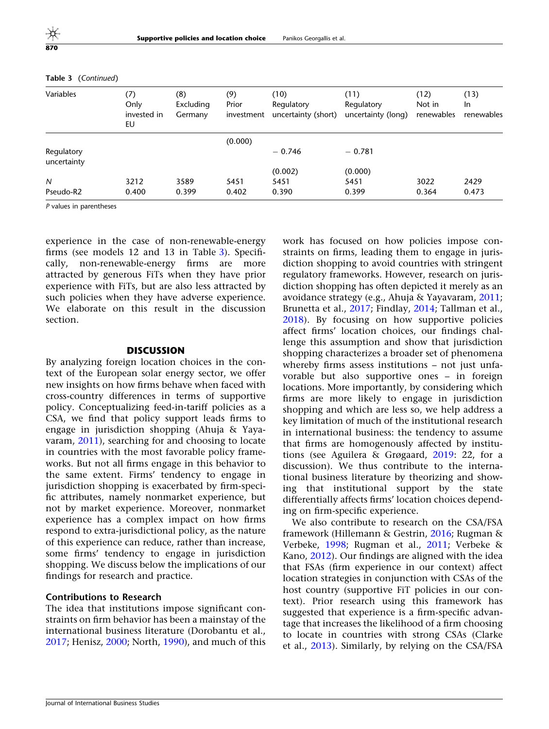Table 3 (Continued)

| Variables | (7) Only invested in EU | (8) Excluding Germany | (9) Prior investment | (10) Regulatory uncertainty (short) | (11) Regulatory uncertainty (long) | (12) Not in renewables | (13) In renewables |
|---|---|---|---|---|---|---|---|
| | | | (0.000) | | | | |
| Regulatory uncertainty | | | | − 0.746 | − 0.781 | | |
| | | | | (0.002) | (0.000) | | |
| N | 3212 | 3589 | 5451 | 5451 | 5451 | 3022 | 2429 |
| Pseudo-R2 | 0.400 | 0.399 | 0.402 | 0.390 | 0.399 | 0.364 | 0.473 |

P values in parentheses

experience in the case of non-renewable-energy firms (see models 12 and 13 in Table 3). Specifically, non-renewable-energy firms are more attracted by generous FiTs when they have prior experience with FiTs, but are also less attracted by such policies when they have adverse experience. We elaborate on this result in the discussion section.

## DISCUSSION

By analyzing foreign location choices in the context of the European solar energy sector, we offer new insights on how firms behave when faced with cross-country differences in terms of supportive policy. Conceptualizing feed-in-tariff policies as a CSA, we find that policy support leads firms to engage in jurisdiction shopping (Ahuja & Yayavaram, 2011), searching for and choosing to locate in countries with the most favorable policy frameworks. But not all firms engage in this behavior to the same extent. Firms' tendency to engage in jurisdiction shopping is exacerbated by firm-specific attributes, namely nonmarket experience, but not by market experience. Moreover, nonmarket experience has a complex impact on how firms respond to extra-jurisdictional policy, as the nature of this experience can reduce, rather than increase, some firms' tendency to engage in jurisdiction shopping. We discuss below the implications of our findings for research and practice.

### Contributions to Research

The idea that institutions impose significant constraints on firm behavior has been a mainstay of the international business literature (Dorobantu et al., 2017; Henisz, 2000; North, 1990), and much of this work has focused on how policies impose constraints on firms, leading them to engage in jurisdiction shopping to avoid countries with stringent regulatory frameworks. However, research on jurisdiction shopping has often depicted it merely as an avoidance strategy (e.g., Ahuja & Yayavaram, 2011; Brunetta et al., 2017; Findlay, 2014; Tallman et al., 2018). By focusing on how supportive policies affect firms' location choices, our findings challenge this assumption and show that jurisdiction shopping characterizes a broader set of phenomena whereby firms assess institutions – not just unfavorable but also supportive ones – in foreign locations. More importantly, by considering which firms are more likely to engage in jurisdiction shopping and which are less so, we help address a key limitation of much of the institutional research in international business: the tendency to assume that firms are homogenously affected by institutions (see Aguilera & Grøgaard, 2019: 22, for a discussion). We thus contribute to the international business literature by theorizing and showing that institutional support by the state differentially affects firms' location choices depending on firm-specific experience.

We also contribute to research on the CSA/FSA framework (Hillemann & Gestrin, 2016; Rugman & Verbeke, 1998; Rugman et al., 2011; Verbeke & Kano, 2012). Our findings are aligned with the idea that FSAs (firm experience in our context) affect location strategies in conjunction with CSAs of the host country (supportive FiT policies in our context). Prior research using this framework has suggested that experience is a firm-specific advantage that increases the likelihood of a firm choosing to locate in countries with strong CSAs (Clarke et al., 2013). Similarly, by relying on the CSA/FSA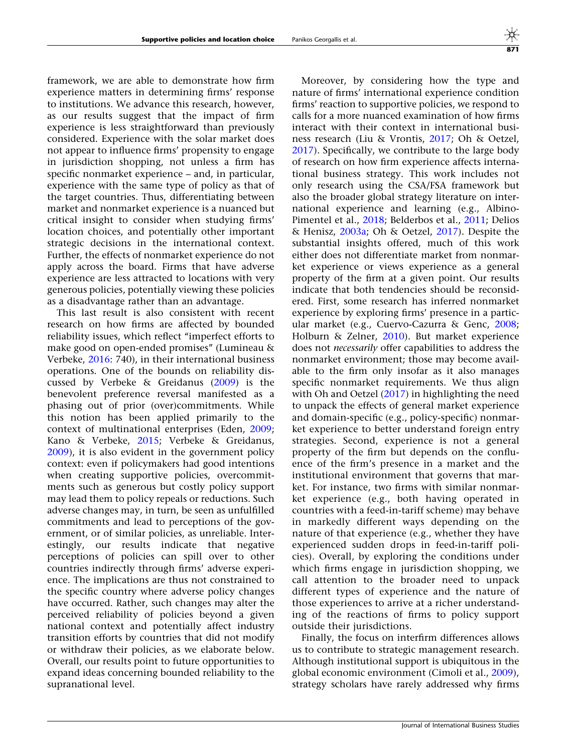framework, we are able to demonstrate how firm experience matters in determining firms' response to institutions. We advance this research, however, as our results suggest that the impact of firm experience is less straightforward than previously considered. Experience with the solar market does not appear to influence firms' propensity to engage in jurisdiction shopping, not unless a firm has specific nonmarket experience – and, in particular, experience with the same type of policy as that of the target countries. Thus, differentiating between market and nonmarket experience is a nuanced but critical insight to consider when studying firms' location choices, and potentially other important strategic decisions in the international context. Further, the effects of nonmarket experience do not apply across the board. Firms that have adverse experience are less attracted to locations with very generous policies, potentially viewing these policies as a disadvantage rather than an advantage.

This last result is also consistent with recent research on how firms are affected by bounded reliability issues, which reflect "imperfect efforts to make good on open-ended promises" (Lumineau & Verbeke, 2016: 740), in their international business operations. One of the bounds on reliability discussed by Verbeke & Greidanus (2009) is the benevolent preference reversal manifested as a phasing out of prior (over)commitments. While this notion has been applied primarily to the context of multinational enterprises (Eden, 2009; Kano & Verbeke, 2015; Verbeke & Greidanus, 2009), it is also evident in the government policy context: even if policymakers had good intentions when creating supportive policies, overcommitments such as generous but costly policy support may lead them to policy repeals or reductions. Such adverse changes may, in turn, be seen as unfulfilled commitments and lead to perceptions of the government, or of similar policies, as unreliable. Interestingly, our results indicate that negative perceptions of policies can spill over to other countries indirectly through firms' adverse experience. The implications are thus not constrained to the specific country where adverse policy changes have occurred. Rather, such changes may alter the perceived reliability of policies beyond a given national context and potentially affect industry transition efforts by countries that did not modify or withdraw their policies, as we elaborate below. Overall, our results point to future opportunities to expand ideas concerning bounded reliability to the supranational level.

Moreover, by considering how the type and nature of firms' international experience condition firms' reaction to supportive policies, we respond to calls for a more nuanced examination of how firms interact with their context in international business research (Liu & Vrontis, 2017; Oh & Oetzel, 2017). Specifically, we contribute to the large body of research on how firm experience affects international business strategy. This work includes not only research using the CSA/FSA framework but also the broader global strategy literature on international experience and learning (e.g., Albino-Pimentel et al., 2018; Belderbos et al., 2011; Delios & Henisz, 2003a; Oh & Oetzel, 2017). Despite the substantial insights offered, much of this work either does not differentiate market from nonmarket experience or views experience as a general property of the firm at a given point. Our results indicate that both tendencies should be reconsidered. First, some research has inferred nonmarket experience by exploring firms' presence in a particular market (e.g., Cuervo-Cazurra & Genc, 2008; Holburn & Zelner, 2010). But market experience does not *necessarily* offer capabilities to address the nonmarket environment; those may become available to the firm only insofar as it also manages specific nonmarket requirements. We thus align with Oh and Oetzel (2017) in highlighting the need to unpack the effects of general market experience and domain-specific (e.g., policy-specific) nonmarket experience to better understand foreign entry strategies. Second, experience is not a general property of the firm but depends on the confluence of the firm's presence in a market and the institutional environment that governs that market. For instance, two firms with similar nonmarket experience (e.g., both having operated in countries with a feed-in-tariff scheme) may behave in markedly different ways depending on the nature of that experience (e.g., whether they have experienced sudden drops in feed-in-tariff policies). Overall, by exploring the conditions under which firms engage in jurisdiction shopping, we call attention to the broader need to unpack different types of experience and the nature of those experiences to arrive at a richer understanding of the reactions of firms to policy support outside their jurisdictions.

Finally, the focus on interfirm differences allows us to contribute to strategic management research. Although institutional support is ubiquitous in the global economic environment (Cimoli et al., 2009), strategy scholars have rarely addressed why firms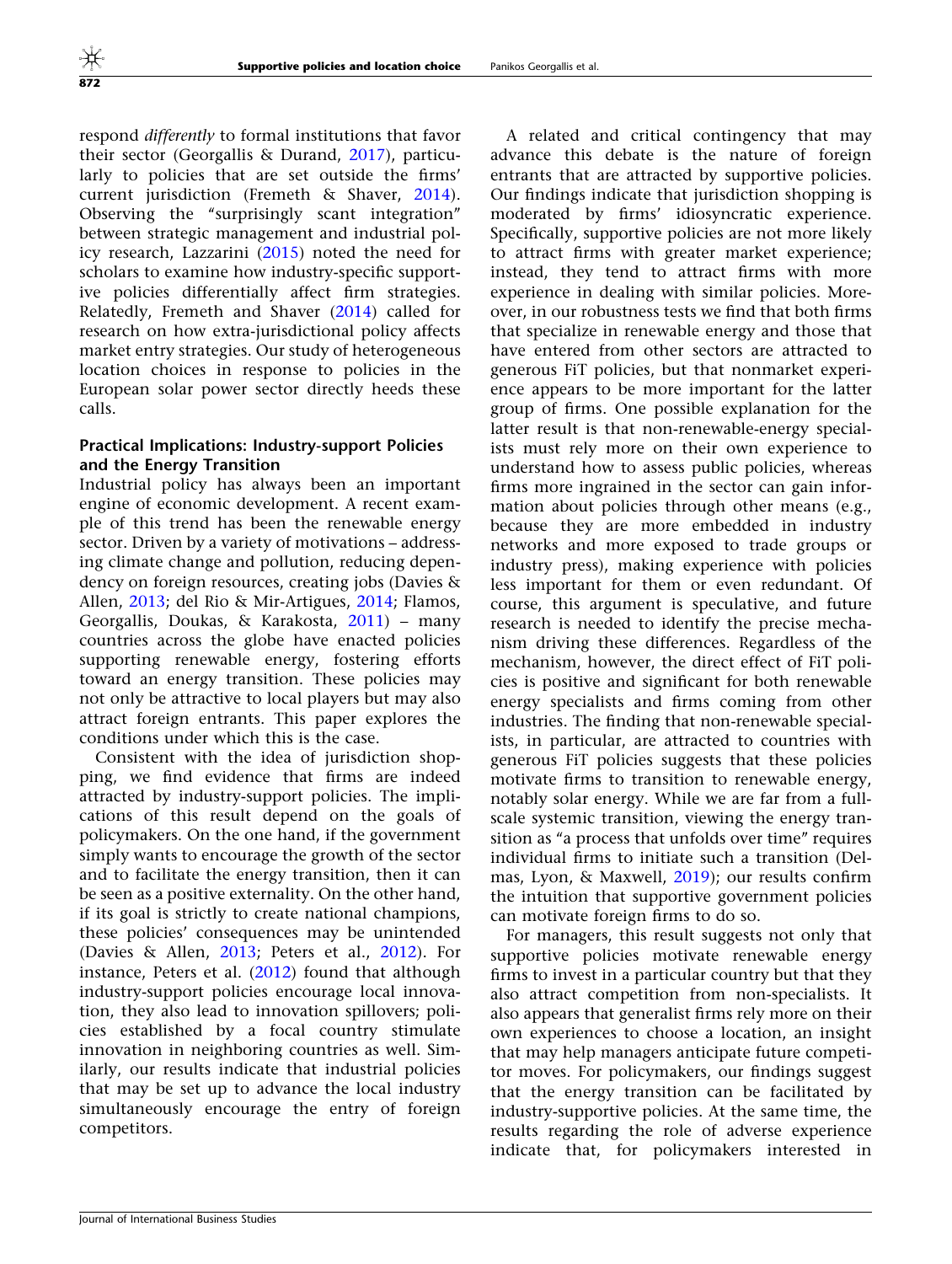respond *differently* to formal institutions that favor their sector (Georgallis & Durand, 2017), particularly to policies that are set outside the firms' current jurisdiction (Fremeth & Shaver, 2014). Observing the "surprisingly scant integration" between strategic management and industrial policy research, Lazzarini (2015) noted the need for scholars to examine how industry-specific supportive policies differentially affect firm strategies. Relatedly, Fremeth and Shaver (2014) called for research on how extra-jurisdictional policy affects market entry strategies. Our study of heterogeneous location choices in response to policies in the European solar power sector directly heeds these calls.

### Practical Implications: Industry-support Policies and the Energy Transition

Industrial policy has always been an important engine of economic development. A recent example of this trend has been the renewable energy sector. Driven by a variety of motivations – addressing climate change and pollution, reducing dependency on foreign resources, creating jobs (Davies & Allen, 2013; del Rio & Mir-Artigues, 2014; Flamos, Georgallis, Doukas, & Karakosta, 2011) – many countries across the globe have enacted policies supporting renewable energy, fostering efforts toward an energy transition. These policies may not only be attractive to local players but may also attract foreign entrants. This paper explores the conditions under which this is the case.

Consistent with the idea of jurisdiction shopping, we find evidence that firms are indeed attracted by industry-support policies. The implications of this result depend on the goals of policymakers. On the one hand, if the government simply wants to encourage the growth of the sector and to facilitate the energy transition, then it can be seen as a positive externality. On the other hand, if its goal is strictly to create national champions, these policies' consequences may be unintended (Davies & Allen, 2013; Peters et al., 2012). For instance, Peters et al. (2012) found that although industry-support policies encourage local innovation, they also lead to innovation spillovers; policies established by a focal country stimulate innovation in neighboring countries as well. Similarly, our results indicate that industrial policies that may be set up to advance the local industry simultaneously encourage the entry of foreign competitors.

A related and critical contingency that may advance this debate is the nature of foreign entrants that are attracted by supportive policies. Our findings indicate that jurisdiction shopping is moderated by firms' idiosyncratic experience. Specifically, supportive policies are not more likely to attract firms with greater market experience; instead, they tend to attract firms with more experience in dealing with similar policies. Moreover, in our robustness tests we find that both firms that specialize in renewable energy and those that have entered from other sectors are attracted to generous FiT policies, but that nonmarket experience appears to be more important for the latter group of firms. One possible explanation for the latter result is that non-renewable-energy specialists must rely more on their own experience to understand how to assess public policies, whereas firms more ingrained in the sector can gain information about policies through other means (e.g., because they are more embedded in industry networks and more exposed to trade groups or industry press), making experience with policies less important for them or even redundant. Of course, this argument is speculative, and future research is needed to identify the precise mechanism driving these differences. Regardless of the mechanism, however, the direct effect of FiT policies is positive and significant for both renewable energy specialists and firms coming from other industries. The finding that non-renewable specialists, in particular, are attracted to countries with generous FiT policies suggests that these policies motivate firms to transition to renewable energy, notably solar energy. While we are far from a full-scale systemic transition, viewing the energy transition as "a process that unfolds over time" requires individual firms to initiate such a transition (Delmas, Lyon, & Maxwell, 2019); our results confirm the intuition that supportive government policies can motivate foreign firms to do so.

For managers, this result suggests not only that supportive policies motivate renewable energy firms to invest in a particular country but that they also attract competition from non-specialists. It also appears that generalist firms rely more on their own experiences to choose a location, an insight that may help managers anticipate future competitor moves. For policymakers, our findings suggest that the energy transition can be facilitated by industry-supportive policies. At the same time, the results regarding the role of adverse experience indicate that, for policymakers interested in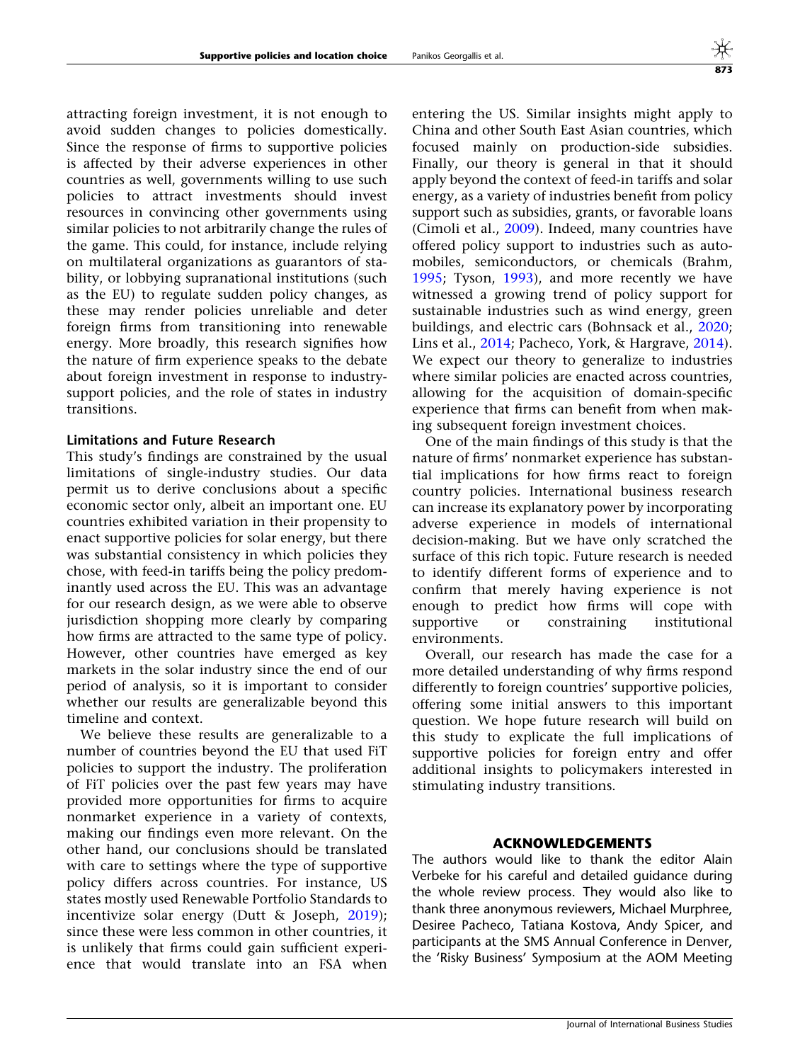attracting foreign investment, it is not enough to avoid sudden changes to policies domestically. Since the response of firms to supportive policies is affected by their adverse experiences in other countries as well, governments willing to use such policies to attract investments should invest resources in convincing other governments using similar policies to not arbitrarily change the rules of the game. This could, for instance, include relying on multilateral organizations as guarantors of stability, or lobbying supranational institutions (such as the EU) to regulate sudden policy changes, as these may render policies unreliable and deter foreign firms from transitioning into renewable energy. More broadly, this research signifies how the nature of firm experience speaks to the debate about foreign investment in response to industry-support policies, and the role of states in industry transitions.

### Limitations and Future Research

This study's findings are constrained by the usual limitations of single-industry studies. Our data permit us to derive conclusions about a specific economic sector only, albeit an important one. EU countries exhibited variation in their propensity to enact supportive policies for solar energy, but there was substantial consistency in which policies they chose, with feed-in tariffs being the policy predominantly used across the EU. This was an advantage for our research design, as we were able to observe jurisdiction shopping more clearly by comparing how firms are attracted to the same type of policy. However, other countries have emerged as key markets in the solar industry since the end of our period of analysis, so it is important to consider whether our results are generalizable beyond this timeline and context.

We believe these results are generalizable to a number of countries beyond the EU that used FiT policies to support the industry. The proliferation of FiT policies over the past few years may have provided more opportunities for firms to acquire nonmarket experience in a variety of contexts, making our findings even more relevant. On the other hand, our conclusions should be translated with care to settings where the type of supportive policy differs across countries. For instance, US states mostly used Renewable Portfolio Standards to incentivize solar energy (Dutt & Joseph, 2019); since these were less common in other countries, it is unlikely that firms could gain sufficient experience that would translate into an FSA when entering the US. Similar insights might apply to China and other South East Asian countries, which focused mainly on production-side subsidies. Finally, our theory is general in that it should apply beyond the context of feed-in tariffs and solar energy, as a variety of industries benefit from policy support such as subsidies, grants, or favorable loans (Cimoli et al., 2009). Indeed, many countries have offered policy support to industries such as automobiles, semiconductors, or chemicals (Brahm, 1995; Tyson, 1993), and more recently we have witnessed a growing trend of policy support for sustainable industries such as wind energy, green buildings, and electric cars (Bohnsack et al., 2020; Lins et al., 2014; Pacheco, York, & Hargrave, 2014). We expect our theory to generalize to industries where similar policies are enacted across countries, allowing for the acquisition of domain-specific experience that firms can benefit from when making subsequent foreign investment choices.

One of the main findings of this study is that the nature of firms' nonmarket experience has substantial implications for how firms react to foreign country policies. International business research can increase its explanatory power by incorporating adverse experience in models of international decision-making. But we have only scratched the surface of this rich topic. Future research is needed to identify different forms of experience and to confirm that merely having experience is not enough to predict how firms will cope with supportive or constraining institutional environments.

Overall, our research has made the case for a more detailed understanding of why firms respond differently to foreign countries' supportive policies, offering some initial answers to this important question. We hope future research will build on this study to explicate the full implications of supportive policies for foreign entry and offer additional insights to policymakers interested in stimulating industry transitions.

## ACKNOWLEDGEMENTS

The authors would like to thank the editor Alain Verbeke for his careful and detailed guidance during the whole review process. They would also like to thank three anonymous reviewers, Michael Murphree, Desiree Pacheco, Tatiana Kostova, Andy Spicer, and participants at the SMS Annual Conference in Denver, the 'Risky Business' Symposium at the AOM Meeting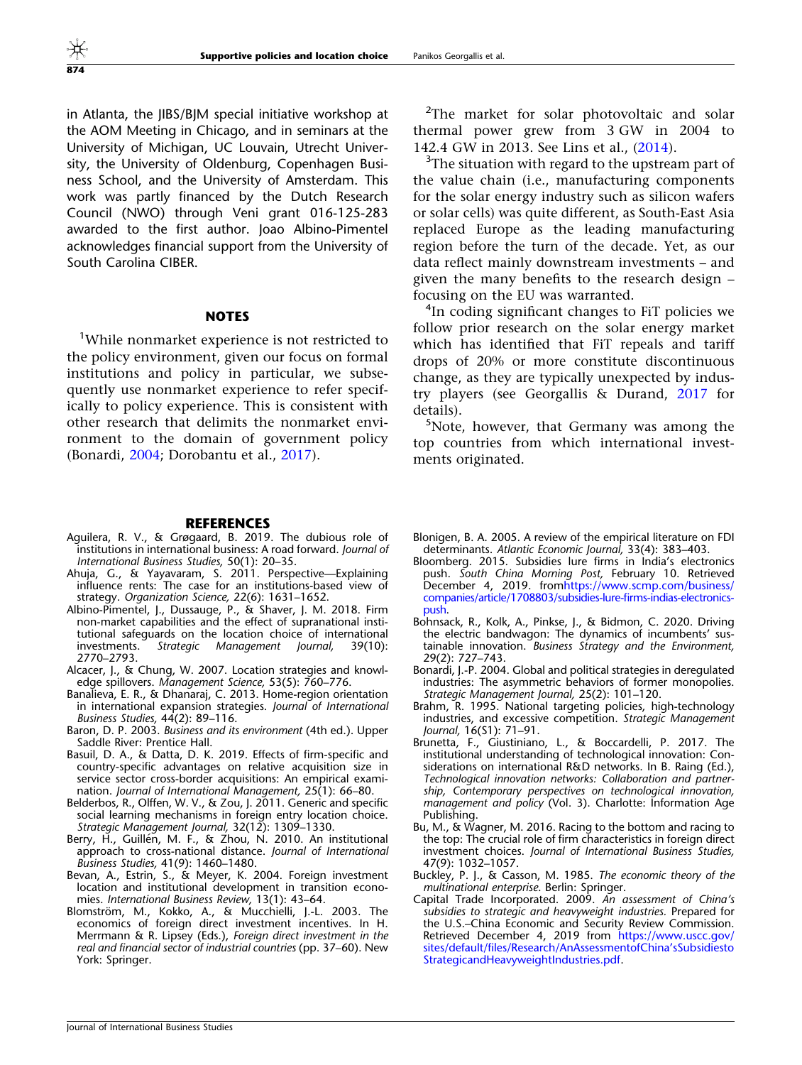in Atlanta, the JIBS/BJM special initiative workshop at the AOM Meeting in Chicago, and in seminars at the University of Michigan, UC Louvain, Utrecht University, the University of Oldenburg, Copenhagen Business School, and the University of Amsterdam. This work was partly financed by the Dutch Research Council (NWO) through Veni grant 016-125-283 awarded to the first author. Joao Albino-Pimentel acknowledges financial support from the University of South Carolina CIBER.

## NOTES

[1]While nonmarket experience is not restricted to the policy environment, given our focus on formal institutions and policy in particular, we subsequently use nonmarket experience to refer specifically to policy experience. This is consistent with other research that delimits the nonmarket environment to the domain of government policy (Bonardi, 2004; Dorobantu et al., 2017).

[2]The market for solar photovoltaic and solar thermal power grew from 3 GW in 2004 to 142.4 GW in 2013. See Lins et al., (2014).

[3]The situation with regard to the upstream part of the value chain (i.e., manufacturing components for the solar energy industry such as silicon wafers or solar cells) was quite different, as South-East Asia replaced Europe as the leading manufacturing region before the turn of the decade. Yet, as our data reflect mainly downstream investments – and given the many benefits to the research design – focusing on the EU was warranted.

[4]In coding significant changes to FiT policies we follow prior research on the solar energy market which has identified that FiT repeals and tariff drops of 20% or more constitute discontinuous change, as they are typically unexpected by industry players (see Georgallis & Durand, 2017 for details).

[5]Note, however, that Germany was among the top countries from which international investments originated.

## REFERENCES

Aguilera, R. V., & Grøgaard, B. 2019. The dubious role of institutions in international business: A road forward. *Journal of International Business Studies,* 50(1): 20–35.

Ahuja, G., & Yayavaram, S. 2011. Perspective—Explaining influence rents: The case for an institutions-based view of strategy. *Organization Science,* 22(6): 1631–1652.

Albino-Pimentel, J., Dussauge, P., & Shaver, J. M. 2018. Firm non-market capabilities and the effect of supranational institutional safeguards on the location choice of international investments. *Strategic Management Journal,* 39(10): 2770–2793.

Alcacer, J., & Chung, W. 2007. Location strategies and knowledge spillovers. *Management Science,* 53(5): 760–776.

Banalieva, E. R., & Dhanaraj, C. 2013. Home-region orientation in international expansion strategies. *Journal of International Business Studies,* 44(2): 89–116.

Baron, D. P. 2003. *Business and its environment* (4th ed.). Upper Saddle River: Prentice Hall.

Basuil, D. A., & Datta, D. K. 2019. Effects of firm-specific and country-specific advantages on relative acquisition size in service sector cross-border acquisitions: An empirical examination. *Journal of International Management,* 25(1): 66–80.

Belderbos, R., Olffen, W. V., & Zou, J. 2011. Generic and specific social learning mechanisms in foreign entry location choice. *Strategic Management Journal,* 32(12): 1309–1330.

Berry, H., Guillén, M. F., & Zhou, N. 2010. An institutional approach to cross-national distance. *Journal of International Business Studies,* 41(9): 1460–1480.

Bevan, A., Estrin, S., & Meyer, K. 2004. Foreign investment location and institutional development in transition economies. *International Business Review,* 13(1): 43–64.

Blomström, M., Kokko, A., & Mucchielli, J.-L. 2003. The economics of foreign direct investment incentives. In H. Merrmann & R. Lipsey (Eds.), *Foreign direct investment in the real and financial sector of industrial countries* (pp. 37–60). New York: Springer.

Blonigen, B. A. 2005. A review of the empirical literature on FDI determinants. *Atlantic Economic Journal,* 33(4): 383–403.

Bloomberg. 2015. Subsidies lure firms in India's electronics push. *South China Morning Post,* February 10. Retrieved December 4, 2019. fromhttps://www.scmp.com/business/companies/article/1708803/subsidies-lure-firms-indias-electronics-push.

Bohnsack, R., Kolk, A., Pinkse, J., & Bidmon, C. 2020. Driving the electric bandwagon: The dynamics of incumbents' sustainable innovation. *Business Strategy and the Environment,* 29(2): 727–743.

Bonardi, J.-P. 2004. Global and political strategies in deregulated industries: The asymmetric behaviors of former monopolies. *Strategic Management Journal,* 25(2): 101–120.

Brahm, R. 1995. National targeting policies, high-technology industries, and excessive competition. *Strategic Management Journal,* 16(S1): 71–91.

Brunetta, F., Giustiniano, L., & Boccardelli, P. 2017. The institutional understanding of technological innovation: Considerations on international R&D networks. In B. Raing (Ed.), *Technological innovation networks: Collaboration and partnership, Contemporary perspectives on technological innovation, management and policy* (Vol. 3). Charlotte: Information Age Publishing.

Bu, M., & Wagner, M. 2016. Racing to the bottom and racing to the top: The crucial role of firm characteristics in foreign direct investment choices. *Journal of International Business Studies,* 47(9): 1032–1057.

Buckley, P. J., & Casson, M. 1985. *The economic theory of the multinational enterprise.* Berlin: Springer.

Capital Trade Incorporated. 2009. *An assessment of China's subsidies to strategic and heavyweight industries.* Prepared for the U.S.–China Economic and Security Review Commission. Retrieved December 4, 2019 from https://www.uscc.gov/sites/default/files/Research/AnAssessmentofChina'sSubsidiestoStrategicandHeavyweightIndustries.pdf.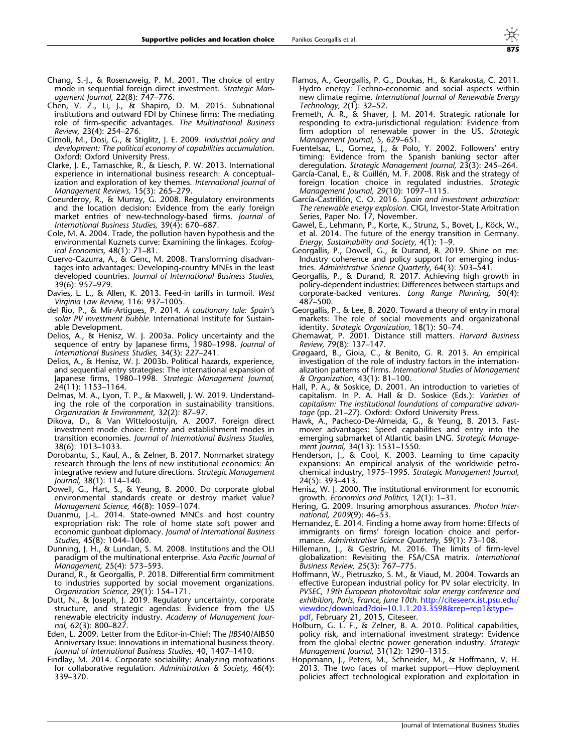Chang, S.-J., & Rosenzweig, P. M. 2001. The choice of entry mode in sequential foreign direct investment. *Strategic Management Journal,* 22(8): 747–776.

Chen, V. Z., Li, J., & Shapiro, D. M. 2015. Subnational institutions and outward FDI by Chinese firms: The mediating role of firm-specific advantages. *The Multinational Business Review,* 23(4): 254–276.

Cimoli, M., Dosi, G., & Stiglitz, J. E. 2009. *Industrial policy and development: The political economy of capabilities accumulation.* Oxford: Oxford University Press.

Clarke, J. E., Tamaschke, R., & Liesch, P. W. 2013. International experience in international business research: A conceptualization and exploration of key themes. *International Journal of Management Reviews,* 15(3): 265–279.

Coeurderoy, R., & Murray, G. 2008. Regulatory environments and the location decision: Evidence from the early foreign market entries of new-technology-based firms. *Journal of International Business Studies,* 39(4): 670–687.

Cole, M. A. 2004. Trade, the pollution haven hypothesis and the environmental Kuznets curve: Examining the linkages. *Ecological Economics,* 48(1): 71–81.

Cuervo-Cazurra, A., & Genc, M. 2008. Transforming disadvantages into advantages: Developing-country MNEs in the least developed countries. *Journal of International Business Studies,* 39(6): 957–979.

Davies, L. L., & Allen, K. 2013. Feed-in tariffs in turmoil. *West Virginia Law Review,* 116: 937–1005.

del Rio, P., & Mir-Artigues, P. 2014. *A cautionary tale: Spain's solar PV investment bubble.* International Institute for Sustainable Development.

Delios, A., & Henisz, W. J. 2003a. Policy uncertainty and the sequence of entry by Japanese firms, 1980–1998. *Journal of International Business Studies,* 34(3): 227–241.

Delios, A., & Henisz, W. J. 2003b. Political hazards, experience, and sequential entry strategies: The international expansion of Japanese firms, 1980–1998. *Strategic Management Journal,* 24(11): 1153–1164.

Delmas, M. A., Lyon, T. P., & Maxwell, J. W. 2019. Understanding the role of the corporation in sustainability transitions. *Organization & Environment,* 32(2): 87–97.

Dikova, D., & Van Witteloostuijn, A. 2007. Foreign direct investment mode choice: Entry and establishment modes in transition economies. *Journal of International Business Studies,* 38(6): 1013–1033.

Dorobantu, S., Kaul, A., & Zelner, B. 2017. Nonmarket strategy research through the lens of new institutional economics: An integrative review and future directions. *Strategic Management Journal,* 38(1): 114–140.

Dowell, G., Hart, S., & Yeung, B. 2000. Do corporate global environmental standards create or destroy market value? *Management Science,* 46(8): 1059–1074.

Duanmu, J.-L. 2014. State-owned MNCs and host country expropriation risk: The role of home state soft power and economic gunboat diplomacy. *Journal of International Business Studies,* 45(8): 1044–1060.

Dunning, J. H., & Lundan, S. M. 2008. Institutions and the OLI paradigm of the multinational enterprise. *Asia Pacific Journal of Management,* 25(4): 573–593.

Durand, R., & Georgallis, P. 2018. Differential firm commitment to industries supported by social movement organizations. *Organization Science,* 29(1): 154–171.

Dutt, N., & Joseph, J. 2019. Regulatory uncertainty, corporate structure, and strategic agendas: Evidence from the US renewable electricity industry. *Academy of Management Journal,* 62(3): 800–827.

Eden, L. 2009. Letter from the Editor-in-Chief: The *JIBS*40/AIB50 Anniversary Issue: Innovations in international business theory. *Journal of International Business Studies,* 40, 1407–1410.

Findlay, M. 2014. Corporate sociability: Analyzing motivations for collaborative regulation. *Administration & Society,* 46(4): 339–370.

Flamos, A., Georgallis, P. G., Doukas, H., & Karakosta, C. 2011. Hydro energy: Techno-economic and social aspects within new climate regime. *International Journal of Renewable Energy Technology,* 2(1): 32–52.

Fremeth, A. R., & Shaver, J. M. 2014. Strategic rationale for responding to extra-jurisdictional regulation: Evidence from firm adoption of renewable power in the US. *Strategic Management Journal,* 5, 629–651.

Fuentelsaz, L., Gomez, J., & Polo, Y. 2002. Followers' entry timing: Evidence from the Spanish banking sector after deregulation. *Strategic Management Journal,* 23(3): 245–264.

García-Canal, E., & Guillén, M. F. 2008. Risk and the strategy of foreign location choice in regulated industries. *Strategic Management Journal,* 29(10): 1097–1115.

García-Castrillón, C. O. 2016. *Spain and investment arbitration: The renewable energy explosion.* CIGI, Investor-State Arbitration Series, Paper No. 17, November.

Gawel, E., Lehmann, P., Korte, K., Strunz, S., Bovet, J., Köck, W., et al. 2014. The future of the energy transition in Germany. *Energy, Sustainability and Society,* 4(1): 1–9.

Georgallis, P., Dowell, G., & Durand, R. 2019. Shine on me: Industry coherence and policy support for emerging industries. *Administrative Science Quarterly,* 64(3): 503–541.

Georgallis, P., & Durand, R. 2017. Achieving high growth in policy-dependent industries: Differences between startups and corporate-backed ventures. *Long Range Planning,* 50(4): 487–500.

Georgallis, P., & Lee, B. 2020. Toward a theory of entry in moral markets: The role of social movements and organizational identity. *Strategic Organization,* 18(1): 50–74.

Ghemawat, P. 2001. Distance still matters. *Harvard Business Review,* 79(8): 137–147.

Grøgaard, B., Gioia, C., & Benito, G. R. 2013. An empirical investigation of the role of industry factors in the internationalization patterns of firms. *International Studies of Management & Organization,* 43(1): 81–100.

Hall, P. A., & Soskice, D. 2001. An introduction to varieties of capitalism. In P. A. Hall & D. Soskice (Eds.): *Varieties of capitalism: The institutional foundations of comparative advantage* (pp. 21–27). Oxford: Oxford University Press.

Hawk, A., Pacheco-De-Almeida, G., & Yeung, B. 2013. Fast-mover advantages: Speed capabilities and entry into the emerging submarket of Atlantic basin LNG. *Strategic Management Journal,* 34(13): 1531–1550.

Henderson, J., & Cool, K. 2003. Learning to time capacity expansions: An empirical analysis of the worldwide petrochemical industry, 1975–1995. *Strategic Management Journal,* 24(5): 393–413.

Henisz, W. J. 2000. The institutional environment for economic growth. *Economics and Politics,* 12(1): 1–31.

Hering, G. 2009. Insuring amorphous assurances. *Photon International, 2009*(9): 46–53.

Hernandez, E. 2014. Finding a home away from home: Effects of immigrants on firms' foreign location choice and performance. *Administrative Science Quarterly,* 59(1): 73–108.

Hillemann, J., & Gestrin, M. 2016. The limits of firm-level globalization: Revisiting the FSA/CSA matrix. *International Business Review,* 25(3): 767–775.

Hoffmann, W., Pietruszko, S. M., & Viaud, M. 2004. Towards an effective European industrial policy for PV solar electricity. In *PVSEC, 19th European photovoltaic solar energy conference and exhibition, Paris, France, June 10th.* http://citeseerx.ist.psu.edu/viewdoc/download?doi=10.1.1.203.3598&rep=rep1&type=pdf, February 21, 2015, Citeseer.

Holburn, G. L. F., & Zelner, B. A. 2010. Political capabilities, policy risk, and international investment strategy: Evidence from the global electric power generation industry. *Strategic Management Journal,* 31(12): 1290–1315.

Hoppmann, J., Peters, M., Schneider, M., & Hoffmann, V. H. 2013. The two faces of market support—How deployment policies affect technological exploration and exploitation in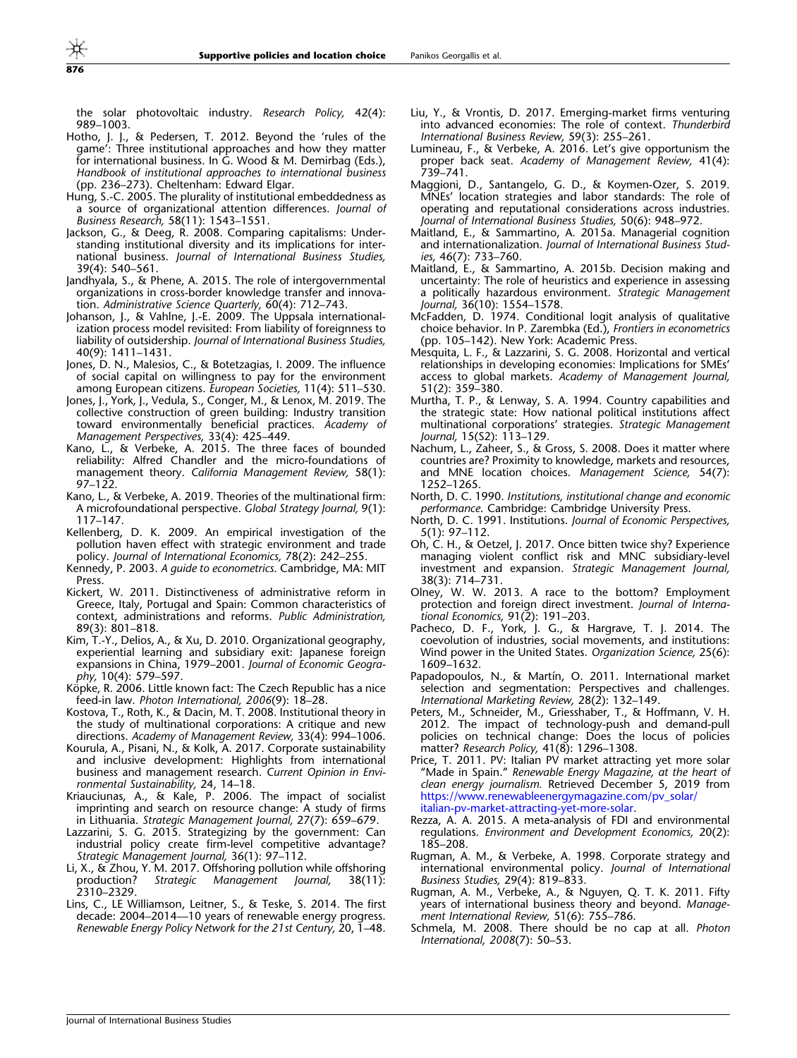the solar photovoltaic industry. *Research Policy*, 42(4): 989–1003.

Hotho, J. J., & Pedersen, T. 2012. Beyond the 'rules of the game': Three institutional approaches and how they matter for international business. In G. Wood & M. Demirbag (Eds.), *Handbook of institutional approaches to international business* (pp. 236–273). Cheltenham: Edward Elgar.

Hung, S.-C. 2005. The plurality of institutional embeddedness as a source of organizational attention differences. *Journal of Business Research*, 58(11): 1543–1551.

Jackson, G., & Deeg, R. 2008. Comparing capitalisms: Understanding institutional diversity and its implications for international business. *Journal of International Business Studies*, 39(4): 540–561.

Jandhyala, S., & Phene, A. 2015. The role of intergovernmental organizations in cross-border knowledge transfer and innovation. *Administrative Science Quarterly*, 60(4): 712–743.

Johanson, J., & Vahlne, J.-E. 2009. The Uppsala internationalization process model revisited: From liability of foreignness to liability of outsidership. *Journal of International Business Studies*, 40(9): 1411–1431.

Jones, D. N., Malesios, C., & Botetzagias, I. 2009. The influence of social capital on willingness to pay for the environment among European citizens. *European Societies*, 11(4): 511–530.

Jones, J., York, J., Vedula, S., Conger, M., & Lenox, M. 2019. The collective construction of green building: Industry transition toward environmentally beneficial practices. *Academy of Management Perspectives*, 33(4): 425–449.

Kano, L., & Verbeke, A. 2015. The three faces of bounded reliability: Alfred Chandler and the micro-foundations of management theory. *California Management Review*, 58(1): 97–122.

Kano, L., & Verbeke, A. 2019. Theories of the multinational firm: A microfoundational perspective. *Global Strategy Journal*, 9(1): 117–147.

Kellenberg, D. K. 2009. An empirical investigation of the pollution haven effect with strategic environment and trade policy. *Journal of International Economics*, 78(2): 242–255.

Kennedy, P. 2003. *A guide to econometrics*. Cambridge, MA: MIT Press.

Kickert, W. 2011. Distinctiveness of administrative reform in Greece, Italy, Portugal and Spain: Common characteristics of context, administrations and reforms. *Public Administration*, 89(3): 801–818.

Kim, T.-Y., Delios, A., & Xu, D. 2010. Organizational geography, experiential learning and subsidiary exit: Japanese foreign expansions in China, 1979–2001. *Journal of Economic Geography*, 10(4): 579–597.

Köpke, R. 2006. Little known fact: The Czech Republic has a nice feed-in law. *Photon International, 2006*(9): 18–28.

Kostova, T., Roth, K., & Dacin, M. T. 2008. Institutional theory in the study of multinational corporations: A critique and new directions. *Academy of Management Review*, 33(4): 994–1006.

Kourula, A., Pisani, N., & Kolk, A. 2017. Corporate sustainability and inclusive development: Highlights from international business and management research. *Current Opinion in Environmental Sustainability*, 24, 14–18.

Kriauciunas, A., & Kale, P. 2006. The impact of socialist imprinting and search on resource change: A study of firms in Lithuania. *Strategic Management Journal*, 27(7): 659–679.

Lazzarini, S. G. 2015. Strategizing by the government: Can industrial policy create firm-level competitive advantage? *Strategic Management Journal*, 36(1): 97–112.

Li, X., & Zhou, Y. M. 2017. Offshoring pollution while offshoring production? *Strategic Management Journal*, 38(11): 2310–2329.

Lins, C., LE Williamson, Leitner, S., & Teske, S. 2014. The first decade: 2004–2014—10 years of renewable energy progress. *Renewable Energy Policy Network for the 21st Century*, 20, 1–48.

Liu, Y., & Vrontis, D. 2017. Emerging-market firms venturing into advanced economies: The role of context. *Thunderbird International Business Review*, 59(3): 255–261.

Lumineau, F., & Verbeke, A. 2016. Let's give opportunism the proper back seat. *Academy of Management Review*, 41(4): 739–741.

Maggioni, D., Santangelo, G. D., & Koymen-Ozer, S. 2019. MNEs' location strategies and labor standards: The role of operating and reputational considerations across industries. *Journal of International Business Studies*, 50(6): 948–972.

Maitland, E., & Sammartino, A. 2015a. Managerial cognition and internationalization. *Journal of International Business Studies*, 46(7): 733–760.

Maitland, E., & Sammartino, A. 2015b. Decision making and uncertainty: The role of heuristics and experience in assessing a politically hazardous environment. *Strategic Management Journal*, 36(10): 1554–1578.

McFadden, D. 1974. Conditional logit analysis of qualitative choice behavior. In P. Zarembka (Ed.), *Frontiers in econometrics* (pp. 105–142). New York: Academic Press.

Mesquita, L. F., & Lazzarini, S. G. 2008. Horizontal and vertical relationships in developing economies: Implications for SMEs' access to global markets. *Academy of Management Journal*, 51(2): 359–380.

Murtha, T. P., & Lenway, S. A. 1994. Country capabilities and the strategic state: How national political institutions affect multinational corporations' strategies. *Strategic Management Journal*, 15(S2): 113–129.

Nachum, L., Zaheer, S., & Gross, S. 2008. Does it matter where countries are? Proximity to knowledge, markets and resources, and MNE location choices. *Management Science*, 54(7): 1252–1265.

North, D. C. 1990. *Institutions, institutional change and economic performance*. Cambridge: Cambridge University Press.

North, D. C. 1991. Institutions. *Journal of Economic Perspectives*, 5(1): 97–112.

Oh, C. H., & Oetzel, J. 2017. Once bitten twice shy? Experience managing violent conflict risk and MNC subsidiary-level investment and expansion. *Strategic Management Journal*, 38(3): 714–731.

Olney, W. W. 2013. A race to the bottom? Employment protection and foreign direct investment. *Journal of International Economics*, 91(2): 191–203.

Pacheco, D. F., York, J. G., & Hargrave, T. J. 2014. The coevolution of industries, social movements, and institutions: Wind power in the United States. *Organization Science*, 25(6): 1609–1632.

Papadopoulos, N., & Martín, O. 2011. International market selection and segmentation: Perspectives and challenges. *International Marketing Review*, 28(2): 132–149.

Peters, M., Schneider, M., Griesshaber, T., & Hoffmann, V. H. 2012. The impact of technology-push and demand-pull policies on technical change: Does the locus of policies matter? *Research Policy*, 41(8): 1296–1308.

Price, T. 2011. PV: Italian PV market attracting yet more solar "Made in Spain." *Renewable Energy Magazine, at the heart of clean energy journalism*. Retrieved December 5, 2019 from https://www.renewableenergymagazine.com/pv_solar/italian-pv-market-attracting-yet-more-solar.

Rezza, A. A. 2015. A meta-analysis of FDI and environmental regulations. *Environment and Development Economics*, 20(2): 185–208.

Rugman, A. M., & Verbeke, A. 1998. Corporate strategy and international environmental policy. *Journal of International Business Studies*, 29(4): 819–833.

Rugman, A. M., Verbeke, A., & Nguyen, Q. T. K. 2011. Fifty years of international business theory and beyond. *Management International Review*, 51(6): 755–786.

Schmela, M. 2008. There should be no cap at all. *Photon International, 2008*(7): 50–53.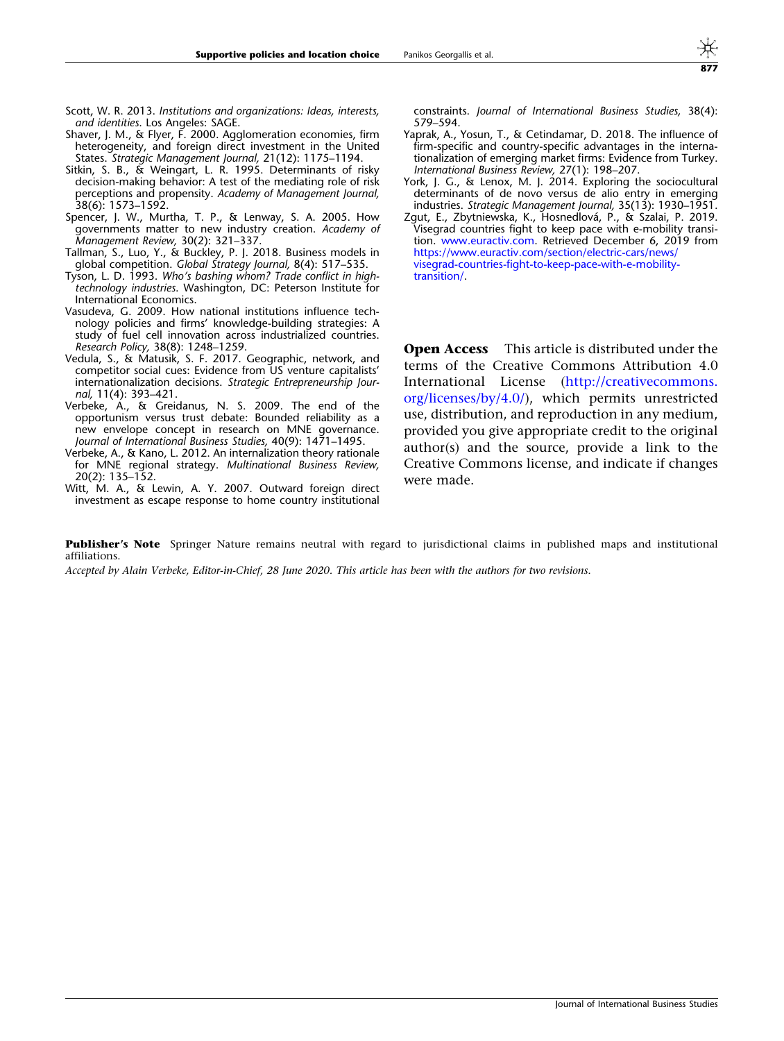Scott, W. R. 2013. *Institutions and organizations: Ideas, interests, and identities*. Los Angeles: SAGE.

Shaver, J. M., & Flyer, F. 2000. Agglomeration economies, firm heterogeneity, and foreign direct investment in the United States. *Strategic Management Journal,* 21(12): 1175–1194.

Sitkin, S. B., & Weingart, L. R. 1995. Determinants of risky decision-making behavior: A test of the mediating role of risk perceptions and propensity. *Academy of Management Journal,* 38(6): 1573–1592.

Spencer, J. W., Murtha, T. P., & Lenway, S. A. 2005. How governments matter to new industry creation. *Academy of Management Review,* 30(2): 321–337.

Tallman, S., Luo, Y., & Buckley, P. J. 2018. Business models in global competition. *Global Strategy Journal,* 8(4): 517–535.

Tyson, L. D. 1993. *Who's bashing whom? Trade conflict in high-technology industries*. Washington, DC: Peterson Institute for International Economics.

Vasudeva, G. 2009. How national institutions influence technology policies and firms' knowledge-building strategies: A study of fuel cell innovation across industrialized countries. *Research Policy,* 38(8): 1248–1259.

Vedula, S., & Matusik, S. F. 2017. Geographic, network, and competitor social cues: Evidence from US venture capitalists' internationalization decisions. *Strategic Entrepreneurship Journal,* 11(4): 393–421.

Verbeke, A., & Greidanus, N. S. 2009. The end of the opportunism versus trust debate: Bounded reliability as a new envelope concept in research on MNE governance. *Journal of International Business Studies,* 40(9): 1471–1495.

Verbeke, A., & Kano, L. 2012. An internalization theory rationale for MNE regional strategy. *Multinational Business Review,* 20(2): 135–152.

Witt, M. A., & Lewin, A. Y. 2007. Outward foreign direct investment as escape response to home country institutional constraints. *Journal of International Business Studies,* 38(4): 579–594.

Yaprak, A., Yosun, T., & Cetindamar, D. 2018. The influence of firm-specific and country-specific advantages in the internationalization of emerging market firms: Evidence from Turkey. *International Business Review,* 27(1): 198–207.

York, J. G., & Lenox, M. J. 2014. Exploring the sociocultural determinants of de novo versus de alio entry in emerging industries. *Strategic Management Journal,* 35(13): 1930–1951.

Zgut, E., Zbytniewska, K., Hosnedlová, P., & Szalai, P. 2019. Visegrad countries fight to keep pace with e-mobility transition. www.euractiv.com. Retrieved December 6, 2019 from https://www.euractiv.com/section/electric-cars/news/visegrad-countries-fight-to-keep-pace-with-e-mobility-transition/.

**Open Access** This article is distributed under the terms of the Creative Commons Attribution 4.0 International License (http://creativecommons.org/licenses/by/4.0/), which permits unrestricted use, distribution, and reproduction in any medium, provided you give appropriate credit to the original author(s) and the source, provide a link to the Creative Commons license, and indicate if changes were made.

**Publisher's Note** Springer Nature remains neutral with regard to jurisdictional claims in published maps and institutional affiliations.

*Accepted by Alain Verbeke, Editor-in-Chief, 28 June 2020. This article has been with the authors for two revisions.*